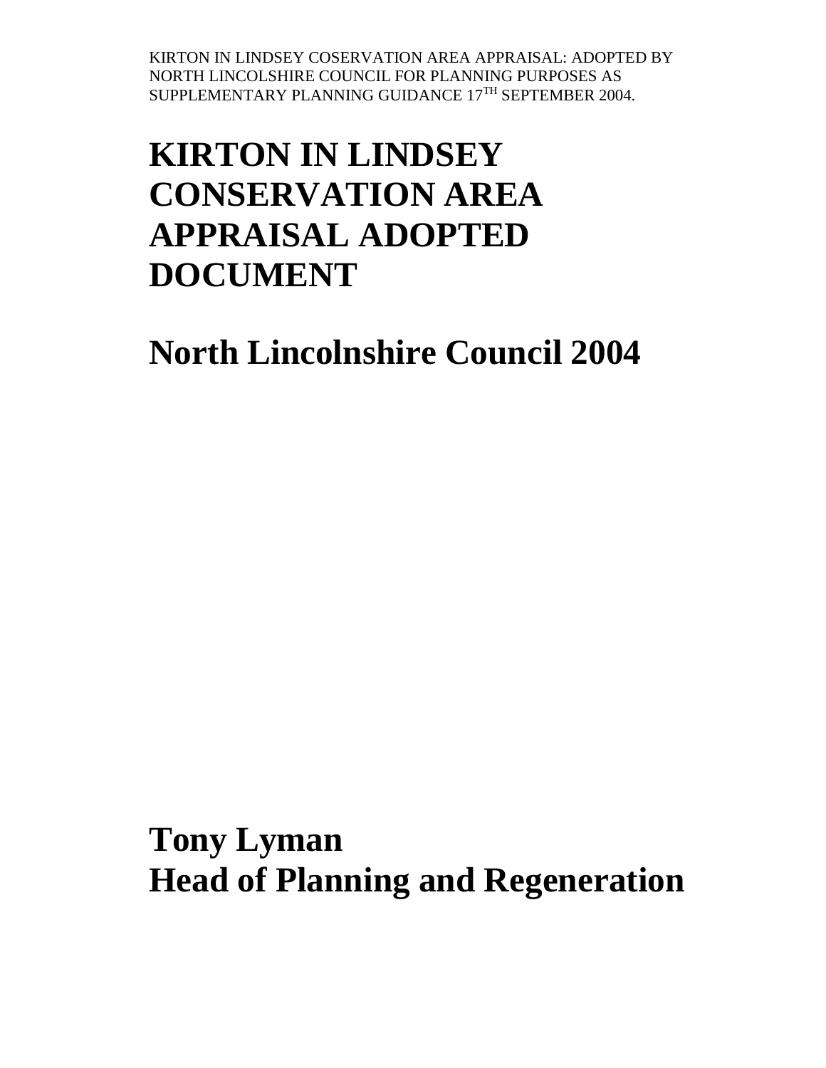KIRTON IN LINDSEY COSERVATION AREA APPRAISAL: ADOPTED BY NORTH LINCOLSHIRE COUNCIL FOR PLANNING PURPOSES AS SUPPLEMENTARY PLANNING GUIDANCE 17TH SEPTEMBER 2004.

# KIRTON IN LINDSEY CONSERVATION AREA APPRAISAL ADOPTED DOCUMENT

## North Lincolnshire Council 2004

## Tony Lyman
## Head of Planning and Regeneration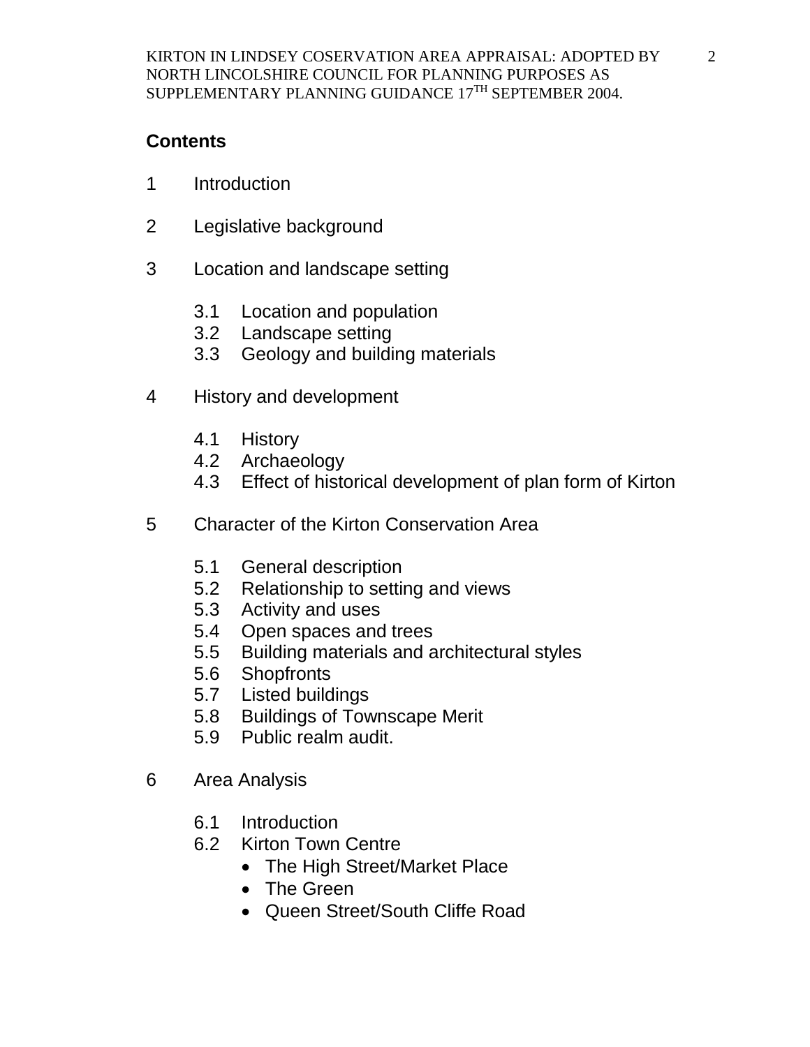## Contents

1 Introduction

2 Legislative background

3 Location and landscape setting

- 3.1 Location and population
- 3.2 Landscape setting
- 3.3 Geology and building materials

4 History and development

- 4.1 History
- 4.2 Archaeology
- 4.3 Effect of historical development of plan form of Kirton

5 Character of the Kirton Conservation Area

- 5.1 General description
- 5.2 Relationship to setting and views
- 5.3 Activity and uses
- 5.4 Open spaces and trees
- 5.5 Building materials and architectural styles
- 5.6 Shopfronts
- 5.7 Listed buildings
- 5.8 Buildings of Townscape Merit
- 5.9 Public realm audit.

6 Area Analysis

- 6.1 Introduction
- 6.2 Kirton Town Centre
  - The High Street/Market Place
  - The Green
  - Queen Street/South Cliffe Road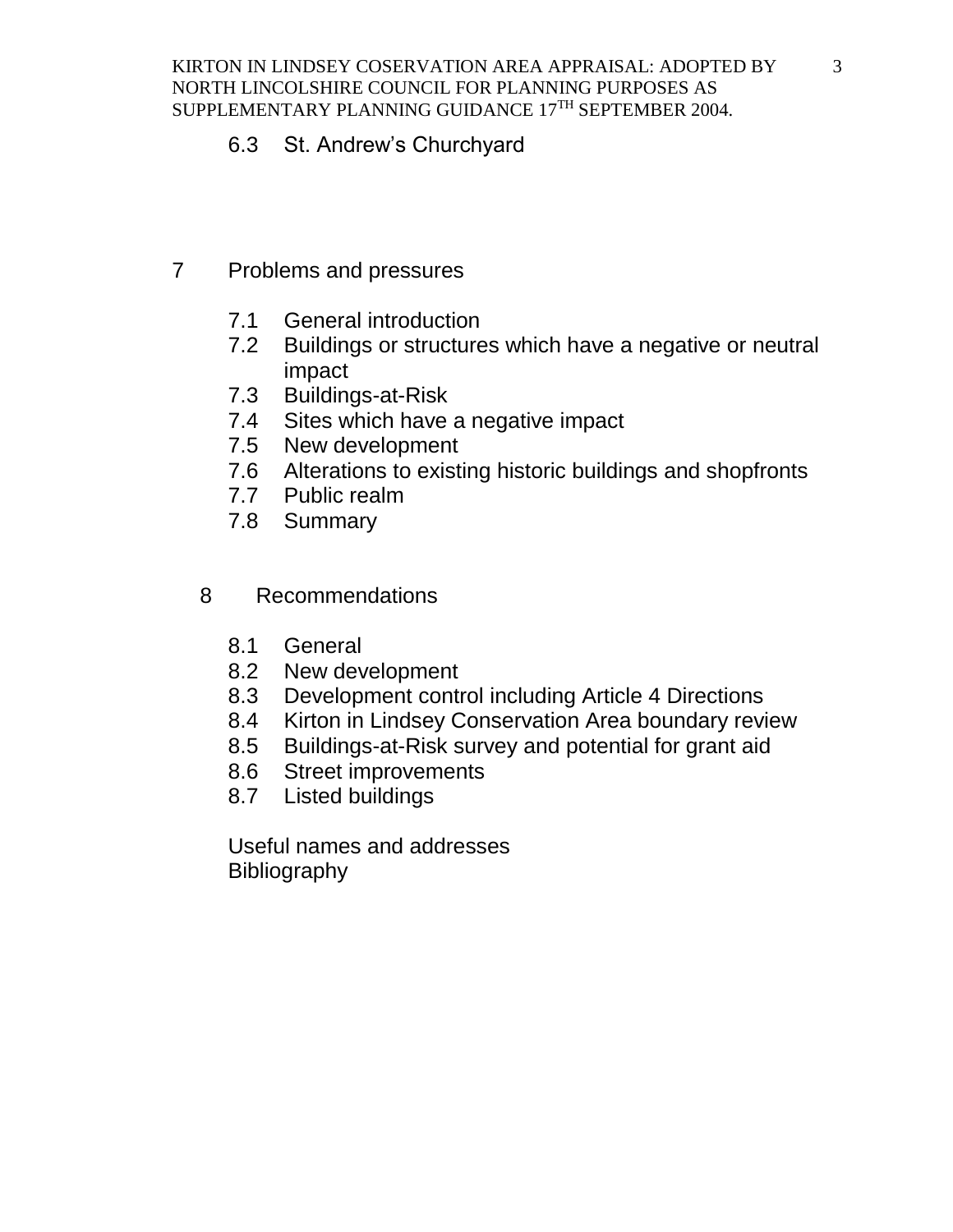6.3 St. Andrew's Churchyard

7 Problems and pressures

- 7.1 General introduction
- 7.2 Buildings or structures which have a negative or neutral impact
- 7.3 Buildings-at-Risk
- 7.4 Sites which have a negative impact
- 7.5 New development
- 7.6 Alterations to existing historic buildings and shopfronts
- 7.7 Public realm
- 7.8 Summary

8 Recommendations

- 8.1 General
- 8.2 New development
- 8.3 Development control including Article 4 Directions
- 8.4 Kirton in Lindsey Conservation Area boundary review
- 8.5 Buildings-at-Risk survey and potential for grant aid
- 8.6 Street improvements
- 8.7 Listed buildings

Useful names and addresses
Bibliography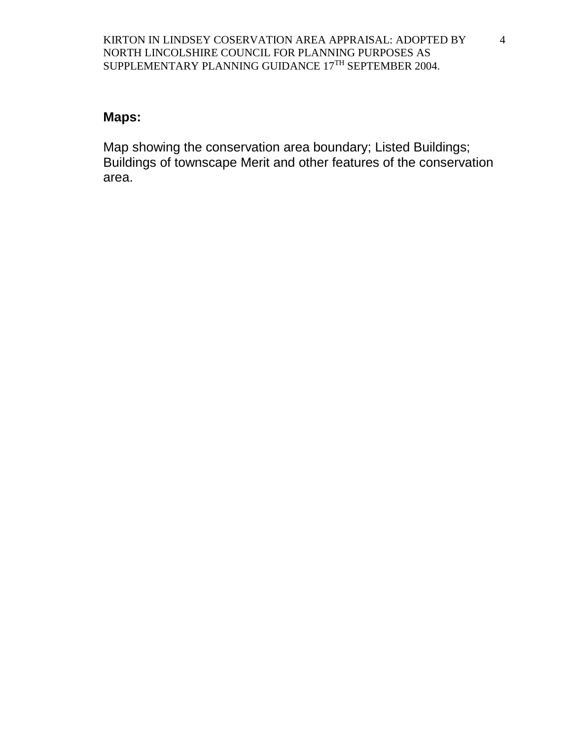**Maps:**

Map showing the conservation area boundary; Listed Buildings; Buildings of townscape Merit and other features of the conservation area.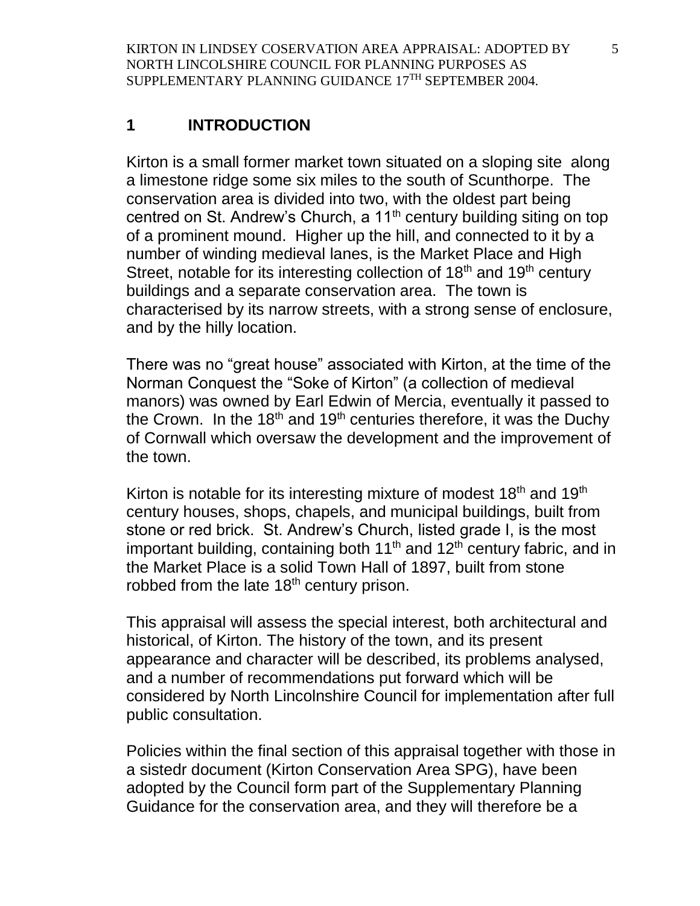## 1 INTRODUCTION

Kirton is a small former market town situated on a sloping site along a limestone ridge some six miles to the south of Scunthorpe. The conservation area is divided into two, with the oldest part being centred on St. Andrew's Church, a 11th century building siting on top of a prominent mound. Higher up the hill, and connected to it by a number of winding medieval lanes, is the Market Place and High Street, notable for its interesting collection of 18th and 19th century buildings and a separate conservation area. The town is characterised by its narrow streets, with a strong sense of enclosure, and by the hilly location.

There was no "great house" associated with Kirton, at the time of the Norman Conquest the "Soke of Kirton" (a collection of medieval manors) was owned by Earl Edwin of Mercia, eventually it passed to the Crown. In the 18th and 19th centuries therefore, it was the Duchy of Cornwall which oversaw the development and the improvement of the town.

Kirton is notable for its interesting mixture of modest 18th and 19th century houses, shops, chapels, and municipal buildings, built from stone or red brick. St. Andrew's Church, listed grade I, is the most important building, containing both 11th and 12th century fabric, and in the Market Place is a solid Town Hall of 1897, built from stone robbed from the late 18th century prison.

This appraisal will assess the special interest, both architectural and historical, of Kirton. The history of the town, and its present appearance and character will be described, its problems analysed, and a number of recommendations put forward which will be considered by North Lincolnshire Council for implementation after full public consultation.

Policies within the final section of this appraisal together with those in a sistedr document (Kirton Conservation Area SPG), have been adopted by the Council form part of the Supplementary Planning Guidance for the conservation area, and they will therefore be a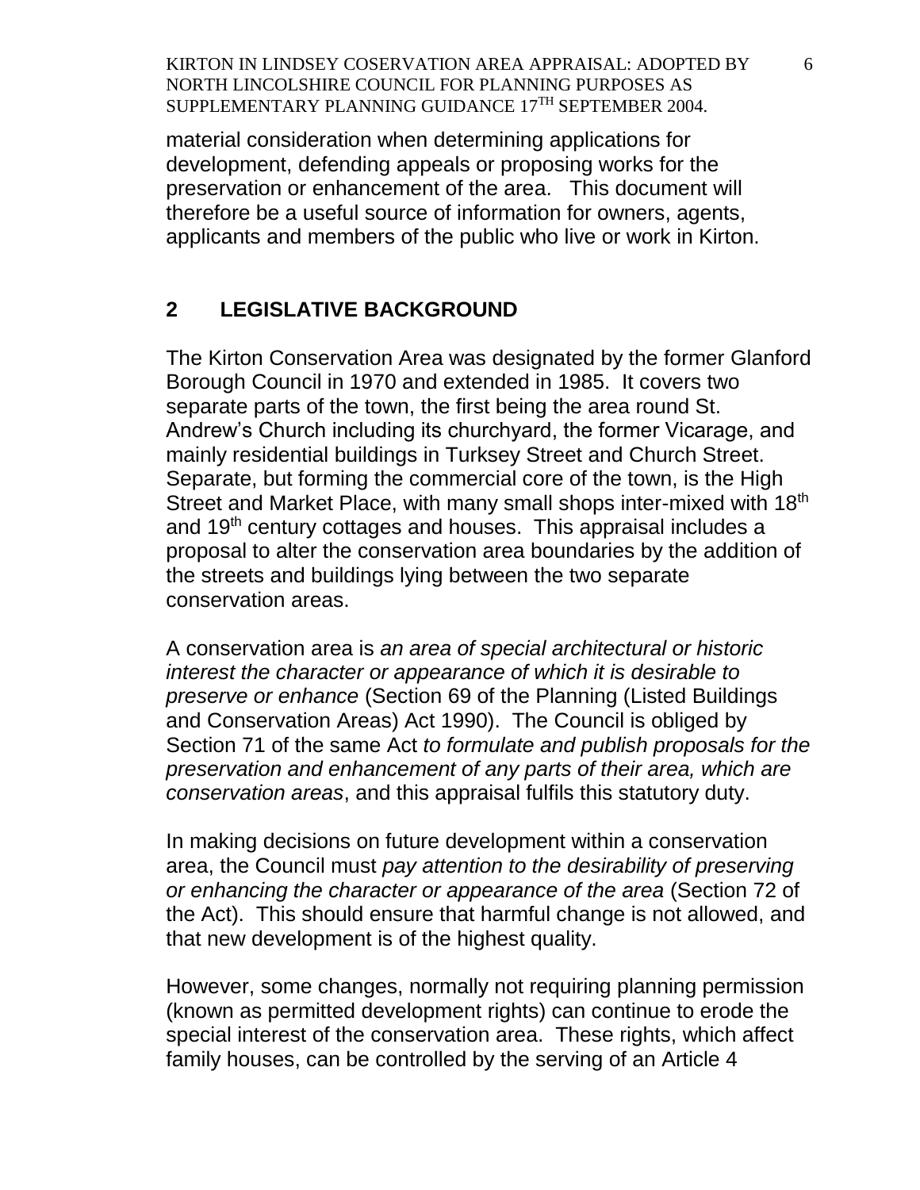material consideration when determining applications for development, defending appeals or proposing works for the preservation or enhancement of the area. This document will therefore be a useful source of information for owners, agents, applicants and members of the public who live or work in Kirton.

## 2 LEGISLATIVE BACKGROUND

The Kirton Conservation Area was designated by the former Glanford Borough Council in 1970 and extended in 1985. It covers two separate parts of the town, the first being the area round St. Andrew's Church including its churchyard, the former Vicarage, and mainly residential buildings in Turksey Street and Church Street. Separate, but forming the commercial core of the town, is the High Street and Market Place, with many small shops inter-mixed with 18th and 19th century cottages and houses. This appraisal includes a proposal to alter the conservation area boundaries by the addition of the streets and buildings lying between the two separate conservation areas.

A conservation area is *an area of special architectural or historic interest the character or appearance of which it is desirable to preserve or enhance* (Section 69 of the Planning (Listed Buildings and Conservation Areas) Act 1990). The Council is obliged by Section 71 of the same Act *to formulate and publish proposals for the preservation and enhancement of any parts of their area, which are conservation areas*, and this appraisal fulfils this statutory duty.

In making decisions on future development within a conservation area, the Council must *pay attention to the desirability of preserving or enhancing the character or appearance of the area* (Section 72 of the Act). This should ensure that harmful change is not allowed, and that new development is of the highest quality.

However, some changes, normally not requiring planning permission (known as permitted development rights) can continue to erode the special interest of the conservation area. These rights, which affect family houses, can be controlled by the serving of an Article 4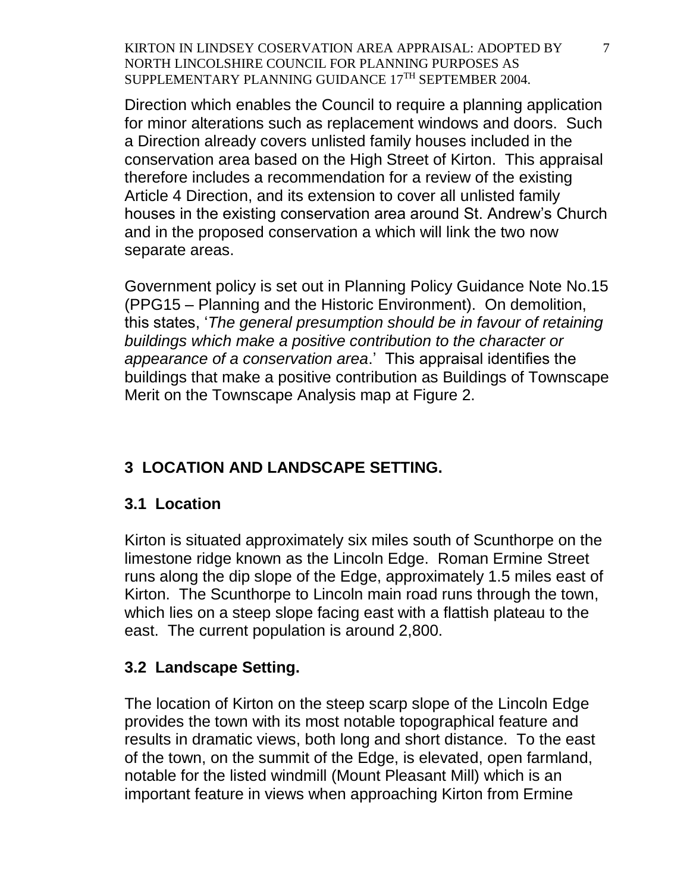Direction which enables the Council to require a planning application for minor alterations such as replacement windows and doors. Such a Direction already covers unlisted family houses included in the conservation area based on the High Street of Kirton. This appraisal therefore includes a recommendation for a review of the existing Article 4 Direction, and its extension to cover all unlisted family houses in the existing conservation area around St. Andrew's Church and in the proposed conservation a which will link the two now separate areas.

Government policy is set out in Planning Policy Guidance Note No.15 (PPG15 – Planning and the Historic Environment). On demolition, this states, '*The general presumption should be in favour of retaining buildings which make a positive contribution to the character or appearance of a conservation area*.' This appraisal identifies the buildings that make a positive contribution as Buildings of Townscape Merit on the Townscape Analysis map at Figure 2.

## 3 LOCATION AND LANDSCAPE SETTING.

### 3.1 Location

Kirton is situated approximately six miles south of Scunthorpe on the limestone ridge known as the Lincoln Edge. Roman Ermine Street runs along the dip slope of the Edge, approximately 1.5 miles east of Kirton. The Scunthorpe to Lincoln main road runs through the town, which lies on a steep slope facing east with a flattish plateau to the east. The current population is around 2,800.

### 3.2 Landscape Setting.

The location of Kirton on the steep scarp slope of the Lincoln Edge provides the town with its most notable topographical feature and results in dramatic views, both long and short distance. To the east of the town, on the summit of the Edge, is elevated, open farmland, notable for the listed windmill (Mount Pleasant Mill) which is an important feature in views when approaching Kirton from Ermine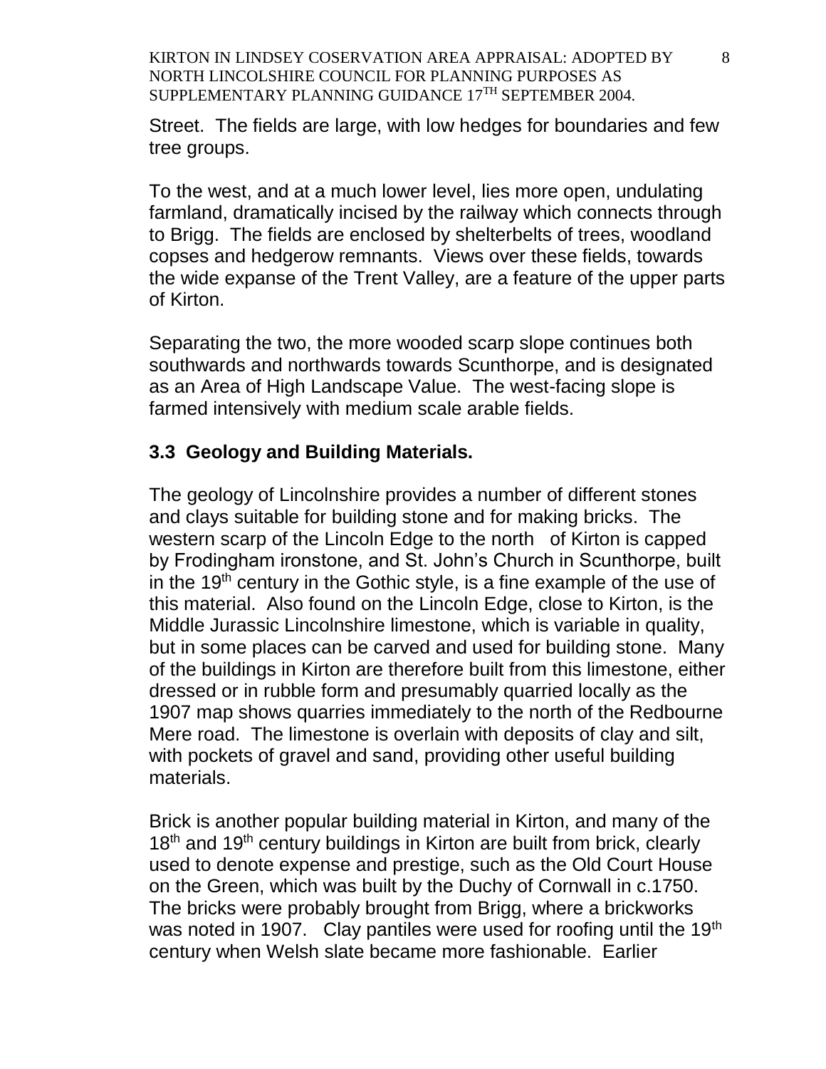Street. The fields are large, with low hedges for boundaries and few tree groups.

To the west, and at a much lower level, lies more open, undulating farmland, dramatically incised by the railway which connects through to Brigg. The fields are enclosed by shelterbelts of trees, woodland copses and hedgerow remnants. Views over these fields, towards the wide expanse of the Trent Valley, are a feature of the upper parts of Kirton.

Separating the two, the more wooded scarp slope continues both southwards and northwards towards Scunthorpe, and is designated as an Area of High Landscape Value. The west-facing slope is farmed intensively with medium scale arable fields.

### 3.3 Geology and Building Materials.

The geology of Lincolnshire provides a number of different stones and clays suitable for building stone and for making bricks. The western scarp of the Lincoln Edge to the north of Kirton is capped by Frodingham ironstone, and St. John's Church in Scunthorpe, built in the 19th century in the Gothic style, is a fine example of the use of this material. Also found on the Lincoln Edge, close to Kirton, is the Middle Jurassic Lincolnshire limestone, which is variable in quality, but in some places can be carved and used for building stone. Many of the buildings in Kirton are therefore built from this limestone, either dressed or in rubble form and presumably quarried locally as the 1907 map shows quarries immediately to the north of the Redbourne Mere road. The limestone is overlain with deposits of clay and silt, with pockets of gravel and sand, providing other useful building materials.

Brick is another popular building material in Kirton, and many of the 18th and 19th century buildings in Kirton are built from brick, clearly used to denote expense and prestige, such as the Old Court House on the Green, which was built by the Duchy of Cornwall in c.1750. The bricks were probably brought from Brigg, where a brickworks was noted in 1907. Clay pantiles were used for roofing until the 19th century when Welsh slate became more fashionable. Earlier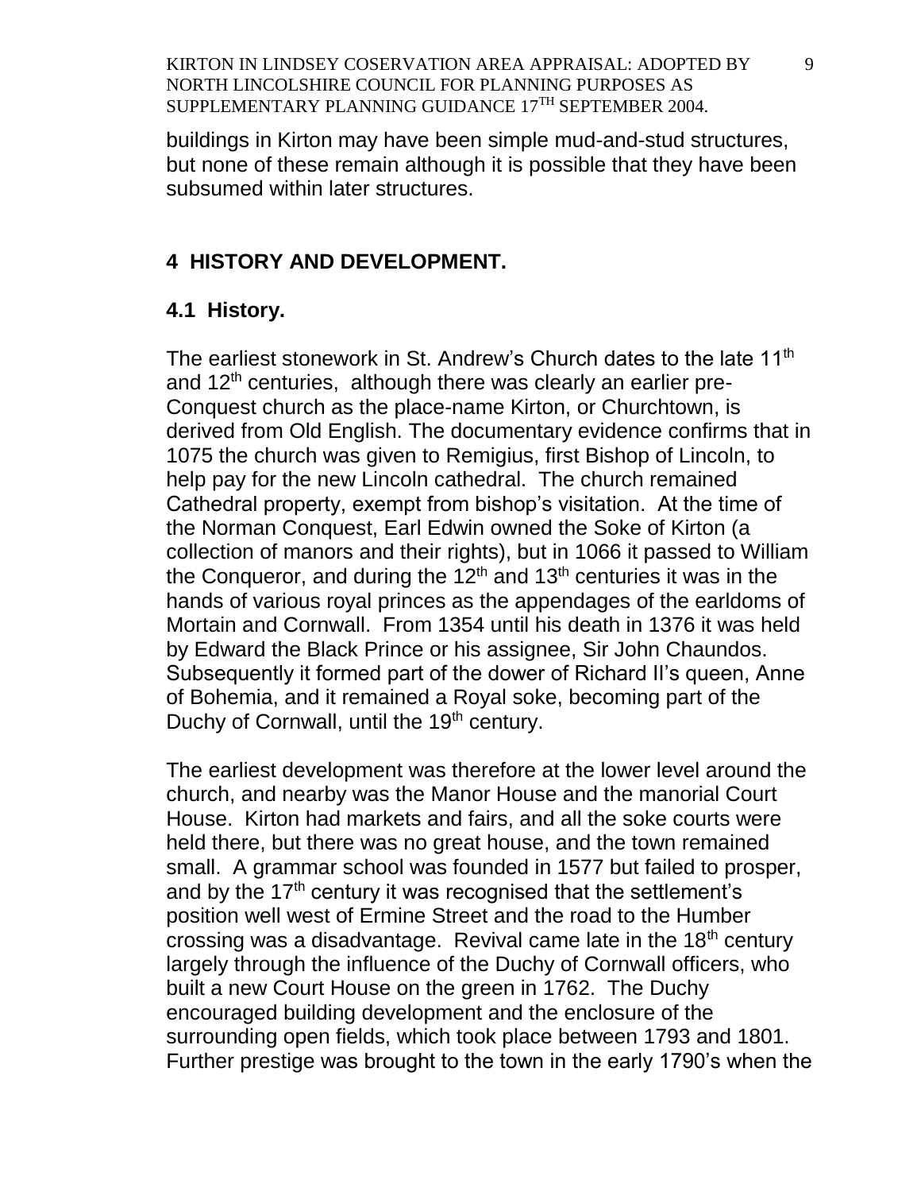buildings in Kirton may have been simple mud-and-stud structures, but none of these remain although it is possible that they have been subsumed within later structures.

## 4 HISTORY AND DEVELOPMENT.

### 4.1 History.

The earliest stonework in St. Andrew's Church dates to the late 11th and 12th centuries, although there was clearly an earlier pre-Conquest church as the place-name Kirton, or Churchtown, is derived from Old English. The documentary evidence confirms that in 1075 the church was given to Remigius, first Bishop of Lincoln, to help pay for the new Lincoln cathedral. The church remained Cathedral property, exempt from bishop's visitation. At the time of the Norman Conquest, Earl Edwin owned the Soke of Kirton (a collection of manors and their rights), but in 1066 it passed to William the Conqueror, and during the 12th and 13th centuries it was in the hands of various royal princes as the appendages of the earldoms of Mortain and Cornwall. From 1354 until his death in 1376 it was held by Edward the Black Prince or his assignee, Sir John Chaundos. Subsequently it formed part of the dower of Richard II's queen, Anne of Bohemia, and it remained a Royal soke, becoming part of the Duchy of Cornwall, until the 19th century.

The earliest development was therefore at the lower level around the church, and nearby was the Manor House and the manorial Court House. Kirton had markets and fairs, and all the soke courts were held there, but there was no great house, and the town remained small. A grammar school was founded in 1577 but failed to prosper, and by the 17th century it was recognised that the settlement's position well west of Ermine Street and the road to the Humber crossing was a disadvantage. Revival came late in the 18th century largely through the influence of the Duchy of Cornwall officers, who built a new Court House on the green in 1762. The Duchy encouraged building development and the enclosure of the surrounding open fields, which took place between 1793 and 1801. Further prestige was brought to the town in the early 1790's when the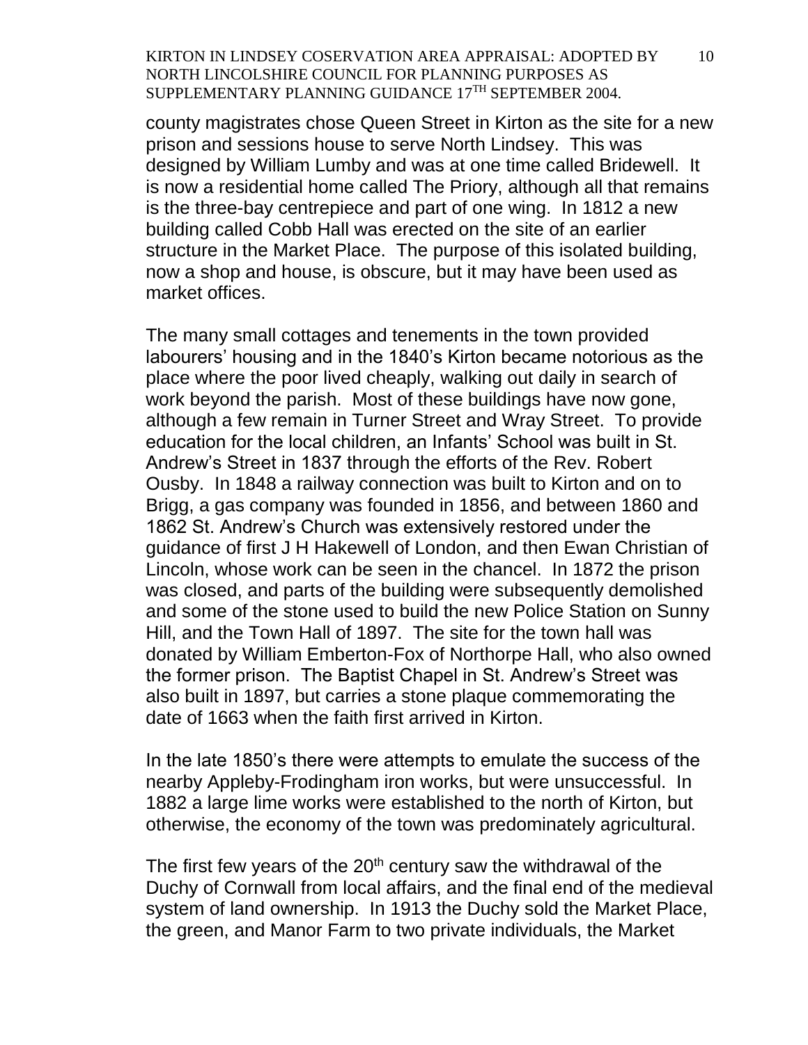county magistrates chose Queen Street in Kirton as the site for a new prison and sessions house to serve North Lindsey. This was designed by William Lumby and was at one time called Bridewell. It is now a residential home called The Priory, although all that remains is the three-bay centrepiece and part of one wing. In 1812 a new building called Cobb Hall was erected on the site of an earlier structure in the Market Place. The purpose of this isolated building, now a shop and house, is obscure, but it may have been used as market offices.

The many small cottages and tenements in the town provided labourers' housing and in the 1840's Kirton became notorious as the place where the poor lived cheaply, walking out daily in search of work beyond the parish. Most of these buildings have now gone, although a few remain in Turner Street and Wray Street. To provide education for the local children, an Infants' School was built in St. Andrew's Street in 1837 through the efforts of the Rev. Robert Ousby. In 1848 a railway connection was built to Kirton and on to Brigg, a gas company was founded in 1856, and between 1860 and 1862 St. Andrew's Church was extensively restored under the guidance of first J H Hakewell of London, and then Ewan Christian of Lincoln, whose work can be seen in the chancel. In 1872 the prison was closed, and parts of the building were subsequently demolished and some of the stone used to build the new Police Station on Sunny Hill, and the Town Hall of 1897. The site for the town hall was donated by William Emberton-Fox of Northorpe Hall, who also owned the former prison. The Baptist Chapel in St. Andrew's Street was also built in 1897, but carries a stone plaque commemorating the date of 1663 when the faith first arrived in Kirton.

In the late 1850's there were attempts to emulate the success of the nearby Appleby-Frodingham iron works, but were unsuccessful. In 1882 a large lime works were established to the north of Kirton, but otherwise, the economy of the town was predominately agricultural.

The first few years of the 20th century saw the withdrawal of the Duchy of Cornwall from local affairs, and the final end of the medieval system of land ownership. In 1913 the Duchy sold the Market Place, the green, and Manor Farm to two private individuals, the Market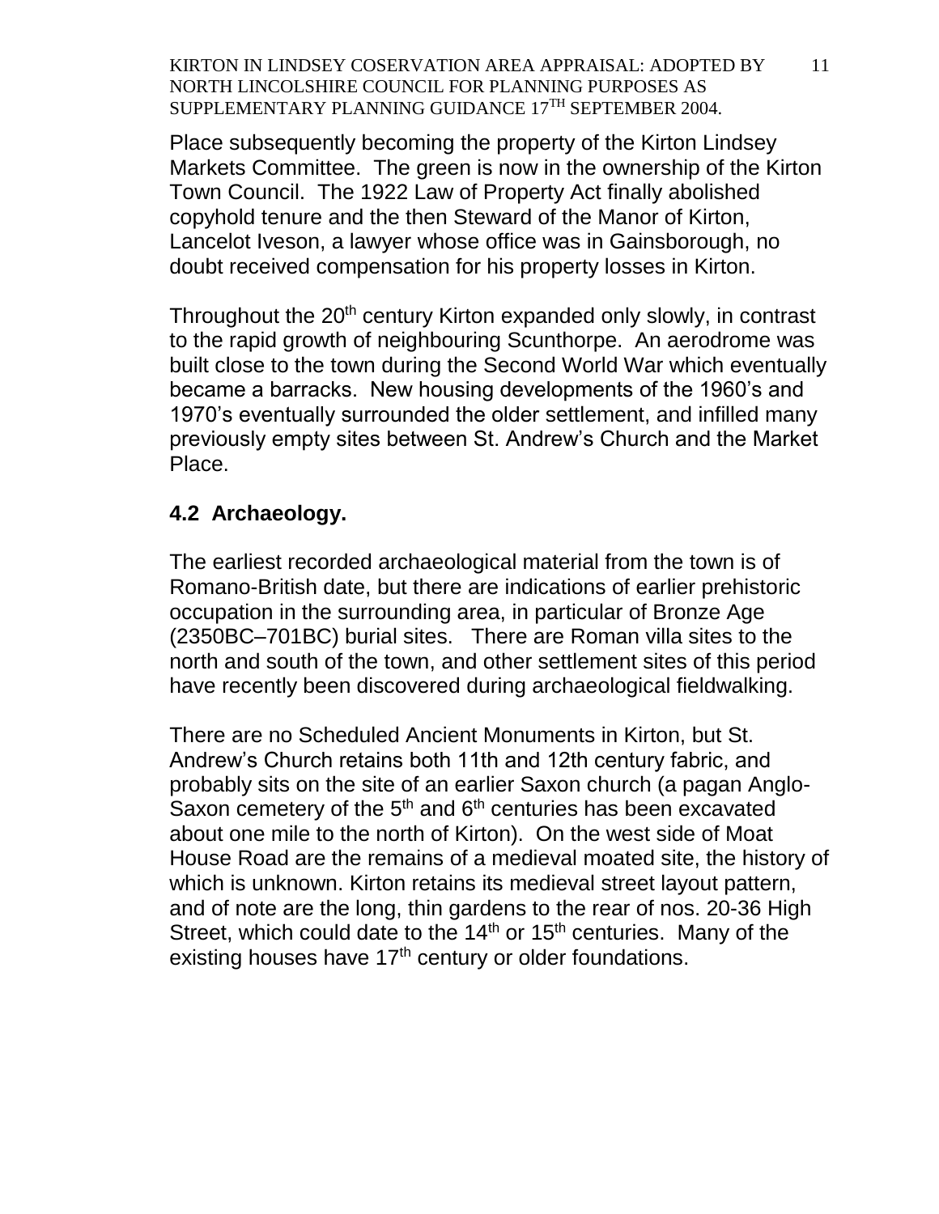Place subsequently becoming the property of the Kirton Lindsey Markets Committee. The green is now in the ownership of the Kirton Town Council. The 1922 Law of Property Act finally abolished copyhold tenure and the then Steward of the Manor of Kirton, Lancelot Iveson, a lawyer whose office was in Gainsborough, no doubt received compensation for his property losses in Kirton.

Throughout the 20th century Kirton expanded only slowly, in contrast to the rapid growth of neighbouring Scunthorpe. An aerodrome was built close to the town during the Second World War which eventually became a barracks. New housing developments of the 1960's and 1970's eventually surrounded the older settlement, and infilled many previously empty sites between St. Andrew's Church and the Market Place.

### 4.2 Archaeology.

The earliest recorded archaeological material from the town is of Romano-British date, but there are indications of earlier prehistoric occupation in the surrounding area, in particular of Bronze Age (2350BC–701BC) burial sites. There are Roman villa sites to the north and south of the town, and other settlement sites of this period have recently been discovered during archaeological fieldwalking.

There are no Scheduled Ancient Monuments in Kirton, but St. Andrew's Church retains both 11th and 12th century fabric, and probably sits on the site of an earlier Saxon church (a pagan Anglo-Saxon cemetery of the 5th and 6th centuries has been excavated about one mile to the north of Kirton). On the west side of Moat House Road are the remains of a medieval moated site, the history of which is unknown. Kirton retains its medieval street layout pattern, and of note are the long, thin gardens to the rear of nos. 20-36 High Street, which could date to the 14th or 15th centuries. Many of the existing houses have 17th century or older foundations.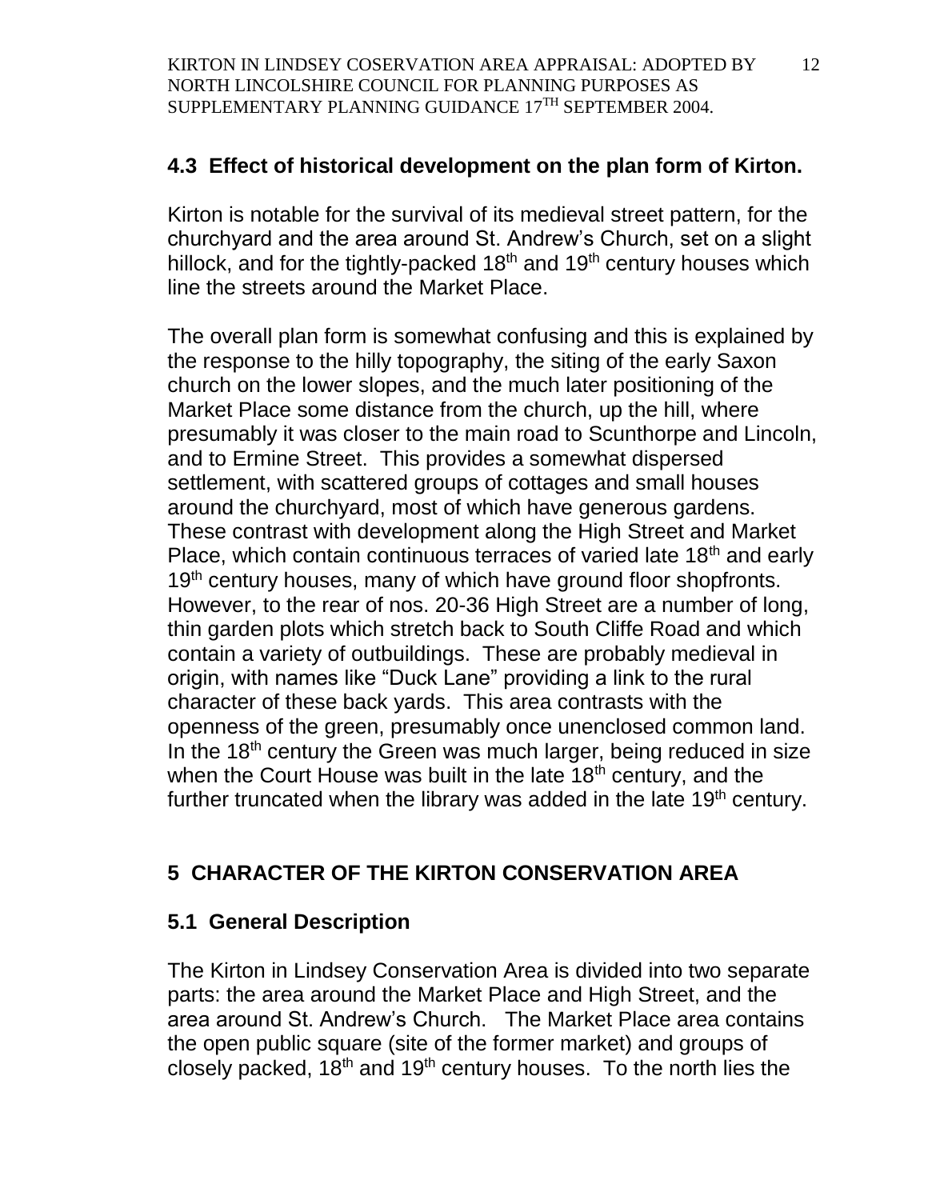## 4.3 Effect of historical development on the plan form of Kirton.

Kirton is notable for the survival of its medieval street pattern, for the churchyard and the area around St. Andrew's Church, set on a slight hillock, and for the tightly-packed 18th and 19th century houses which line the streets around the Market Place.

The overall plan form is somewhat confusing and this is explained by the response to the hilly topography, the siting of the early Saxon church on the lower slopes, and the much later positioning of the Market Place some distance from the church, up the hill, where presumably it was closer to the main road to Scunthorpe and Lincoln, and to Ermine Street. This provides a somewhat dispersed settlement, with scattered groups of cottages and small houses around the churchyard, most of which have generous gardens. These contrast with development along the High Street and Market Place, which contain continuous terraces of varied late 18th and early 19th century houses, many of which have ground floor shopfronts. However, to the rear of nos. 20-36 High Street are a number of long, thin garden plots which stretch back to South Cliffe Road and which contain a variety of outbuildings. These are probably medieval in origin, with names like "Duck Lane" providing a link to the rural character of these back yards. This area contrasts with the openness of the green, presumably once unenclosed common land. In the 18th century the Green was much larger, being reduced in size when the Court House was built in the late 18th century, and the further truncated when the library was added in the late 19th century.

# 5 CHARACTER OF THE KIRTON CONSERVATION AREA

## 5.1 General Description

The Kirton in Lindsey Conservation Area is divided into two separate parts: the area around the Market Place and High Street, and the area around St. Andrew's Church. The Market Place area contains the open public square (site of the former market) and groups of closely packed, 18th and 19th century houses. To the north lies the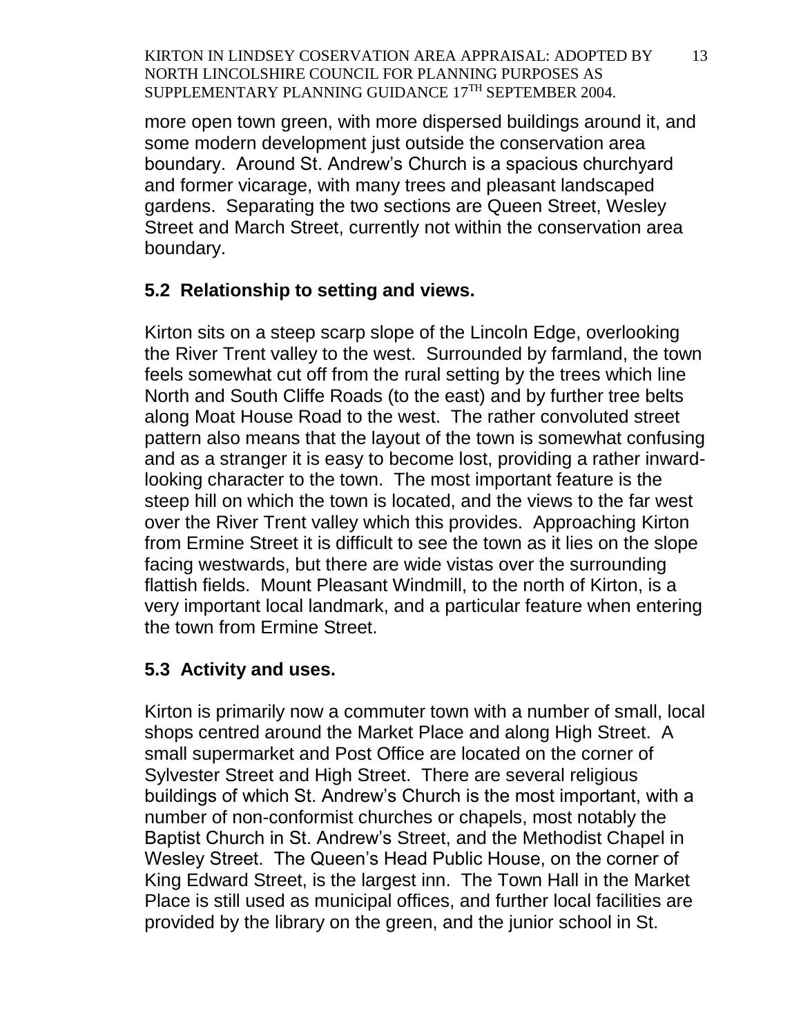more open town green, with more dispersed buildings around it, and some modern development just outside the conservation area boundary. Around St. Andrew's Church is a spacious churchyard and former vicarage, with many trees and pleasant landscaped gardens. Separating the two sections are Queen Street, Wesley Street and March Street, currently not within the conservation area boundary.

## 5.2 Relationship to setting and views.

Kirton sits on a steep scarp slope of the Lincoln Edge, overlooking the River Trent valley to the west. Surrounded by farmland, the town feels somewhat cut off from the rural setting by the trees which line North and South Cliffe Roads (to the east) and by further tree belts along Moat House Road to the west. The rather convoluted street pattern also means that the layout of the town is somewhat confusing and as a stranger it is easy to become lost, providing a rather inward-looking character to the town. The most important feature is the steep hill on which the town is located, and the views to the far west over the River Trent valley which this provides. Approaching Kirton from Ermine Street it is difficult to see the town as it lies on the slope facing westwards, but there are wide vistas over the surrounding flattish fields. Mount Pleasant Windmill, to the north of Kirton, is a very important local landmark, and a particular feature when entering the town from Ermine Street.

## 5.3 Activity and uses.

Kirton is primarily now a commuter town with a number of small, local shops centred around the Market Place and along High Street. A small supermarket and Post Office are located on the corner of Sylvester Street and High Street. There are several religious buildings of which St. Andrew's Church is the most important, with a number of non-conformist churches or chapels, most notably the Baptist Church in St. Andrew's Street, and the Methodist Chapel in Wesley Street. The Queen's Head Public House, on the corner of King Edward Street, is the largest inn. The Town Hall in the Market Place is still used as municipal offices, and further local facilities are provided by the library on the green, and the junior school in St.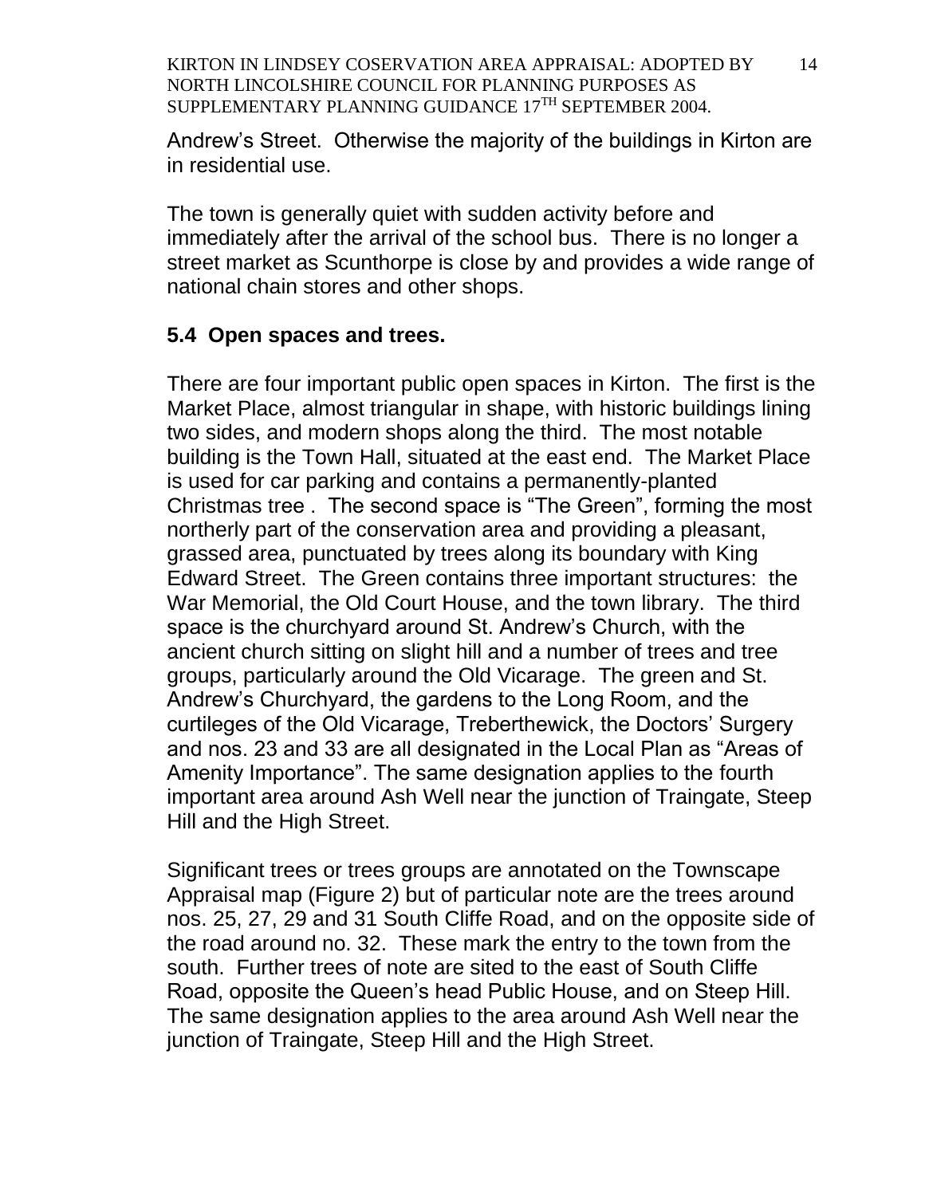Andrew's Street. Otherwise the majority of the buildings in Kirton are in residential use.

The town is generally quiet with sudden activity before and immediately after the arrival of the school bus. There is no longer a street market as Scunthorpe is close by and provides a wide range of national chain stores and other shops.

## 5.4 Open spaces and trees.

There are four important public open spaces in Kirton. The first is the Market Place, almost triangular in shape, with historic buildings lining two sides, and modern shops along the third. The most notable building is the Town Hall, situated at the east end. The Market Place is used for car parking and contains a permanently-planted Christmas tree . The second space is "The Green", forming the most northerly part of the conservation area and providing a pleasant, grassed area, punctuated by trees along its boundary with King Edward Street. The Green contains three important structures: the War Memorial, the Old Court House, and the town library. The third space is the churchyard around St. Andrew's Church, with the ancient church sitting on slight hill and a number of trees and tree groups, particularly around the Old Vicarage. The green and St. Andrew's Churchyard, the gardens to the Long Room, and the curtileges of the Old Vicarage, Treberthewick, the Doctors' Surgery and nos. 23 and 33 are all designated in the Local Plan as "Areas of Amenity Importance". The same designation applies to the fourth important area around Ash Well near the junction of Traingate, Steep Hill and the High Street.

Significant trees or trees groups are annotated on the Townscape Appraisal map (Figure 2) but of particular note are the trees around nos. 25, 27, 29 and 31 South Cliffe Road, and on the opposite side of the road around no. 32. These mark the entry to the town from the south. Further trees of note are sited to the east of South Cliffe Road, opposite the Queen's head Public House, and on Steep Hill. The same designation applies to the area around Ash Well near the junction of Traingate, Steep Hill and the High Street.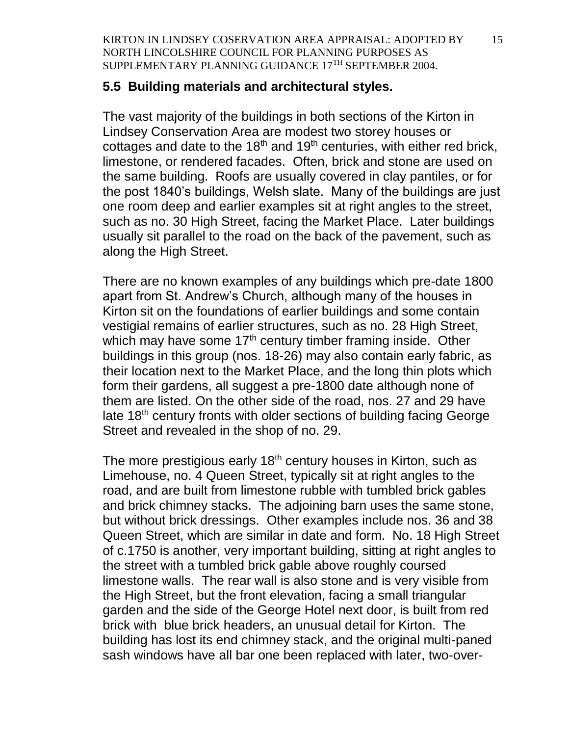## 5.5 Building materials and architectural styles.

The vast majority of the buildings in both sections of the Kirton in Lindsey Conservation Area are modest two storey houses or cottages and date to the 18th and 19th centuries, with either red brick, limestone, or rendered facades. Often, brick and stone are used on the same building. Roofs are usually covered in clay pantiles, or for the post 1840's buildings, Welsh slate. Many of the buildings are just one room deep and earlier examples sit at right angles to the street, such as no. 30 High Street, facing the Market Place. Later buildings usually sit parallel to the road on the back of the pavement, such as along the High Street.

There are no known examples of any buildings which pre-date 1800 apart from St. Andrew's Church, although many of the houses in Kirton sit on the foundations of earlier buildings and some contain vestigial remains of earlier structures, such as no. 28 High Street, which may have some 17th century timber framing inside. Other buildings in this group (nos. 18-26) may also contain early fabric, as their location next to the Market Place, and the long thin plots which form their gardens, all suggest a pre-1800 date although none of them are listed. On the other side of the road, nos. 27 and 29 have late 18th century fronts with older sections of building facing George Street and revealed in the shop of no. 29.

The more prestigious early 18th century houses in Kirton, such as Limehouse, no. 4 Queen Street, typically sit at right angles to the road, and are built from limestone rubble with tumbled brick gables and brick chimney stacks. The adjoining barn uses the same stone, but without brick dressings. Other examples include nos. 36 and 38 Queen Street, which are similar in date and form. No. 18 High Street of c.1750 is another, very important building, sitting at right angles to the street with a tumbled brick gable above roughly coursed limestone walls. The rear wall is also stone and is very visible from the High Street, but the front elevation, facing a small triangular garden and the side of the George Hotel next door, is built from red brick with blue brick headers, an unusual detail for Kirton. The building has lost its end chimney stack, and the original multi-paned sash windows have all bar one been replaced with later, two-over-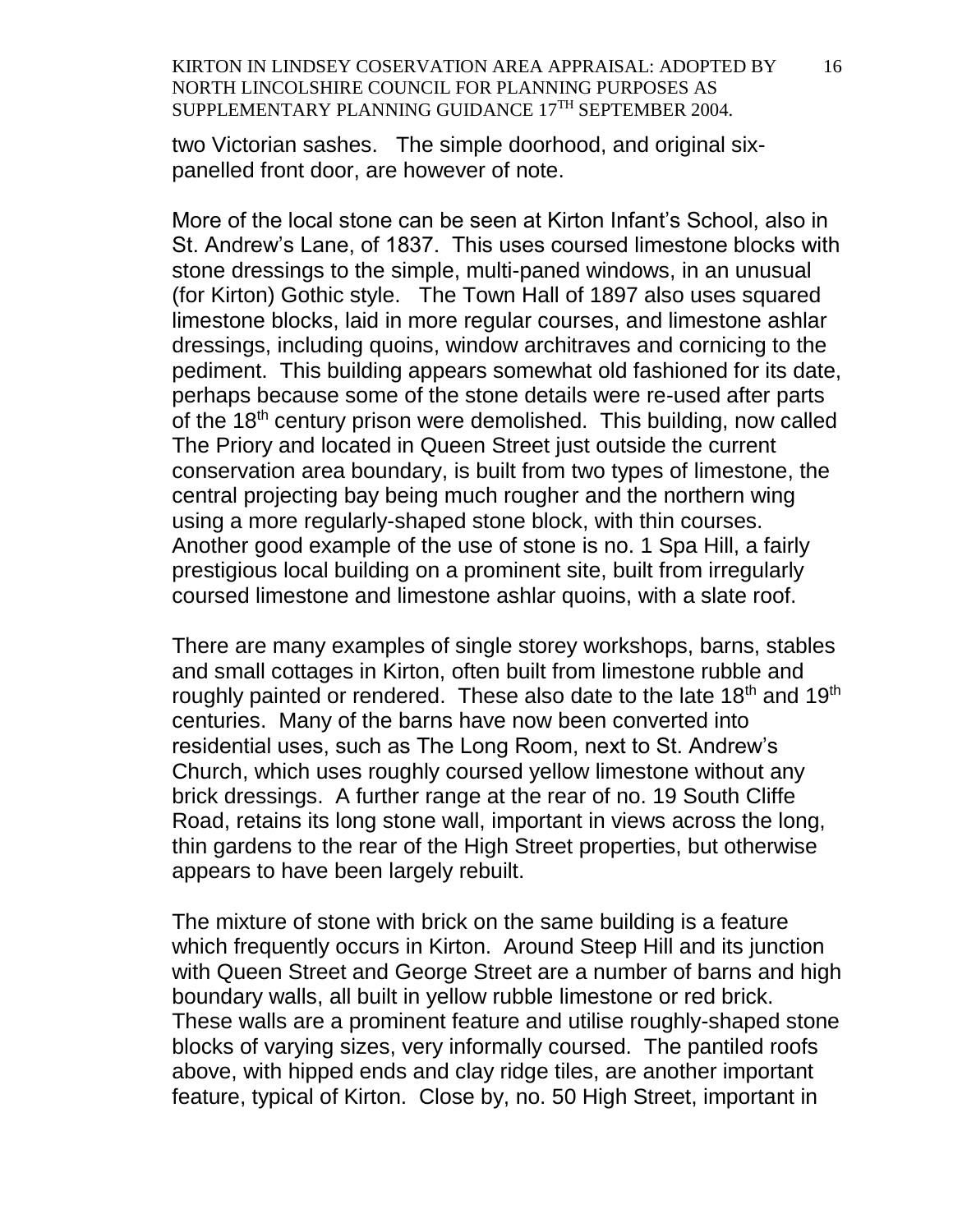two Victorian sashes. The simple doorhood, and original six-panelled front door, are however of note.

More of the local stone can be seen at Kirton Infant's School, also in St. Andrew's Lane, of 1837. This uses coursed limestone blocks with stone dressings to the simple, multi-paned windows, in an unusual (for Kirton) Gothic style. The Town Hall of 1897 also uses squared limestone blocks, laid in more regular courses, and limestone ashlar dressings, including quoins, window architraves and cornicing to the pediment. This building appears somewhat old fashioned for its date, perhaps because some of the stone details were re-used after parts of the 18th century prison were demolished. This building, now called The Priory and located in Queen Street just outside the current conservation area boundary, is built from two types of limestone, the central projecting bay being much rougher and the northern wing using a more regularly-shaped stone block, with thin courses. Another good example of the use of stone is no. 1 Spa Hill, a fairly prestigious local building on a prominent site, built from irregularly coursed limestone and limestone ashlar quoins, with a slate roof.

There are many examples of single storey workshops, barns, stables and small cottages in Kirton, often built from limestone rubble and roughly painted or rendered. These also date to the late 18th and 19th centuries. Many of the barns have now been converted into residential uses, such as The Long Room, next to St. Andrew's Church, which uses roughly coursed yellow limestone without any brick dressings. A further range at the rear of no. 19 South Cliffe Road, retains its long stone wall, important in views across the long, thin gardens to the rear of the High Street properties, but otherwise appears to have been largely rebuilt.

The mixture of stone with brick on the same building is a feature which frequently occurs in Kirton. Around Steep Hill and its junction with Queen Street and George Street are a number of barns and high boundary walls, all built in yellow rubble limestone or red brick. These walls are a prominent feature and utilise roughly-shaped stone blocks of varying sizes, very informally coursed. The pantiled roofs above, with hipped ends and clay ridge tiles, are another important feature, typical of Kirton. Close by, no. 50 High Street, important in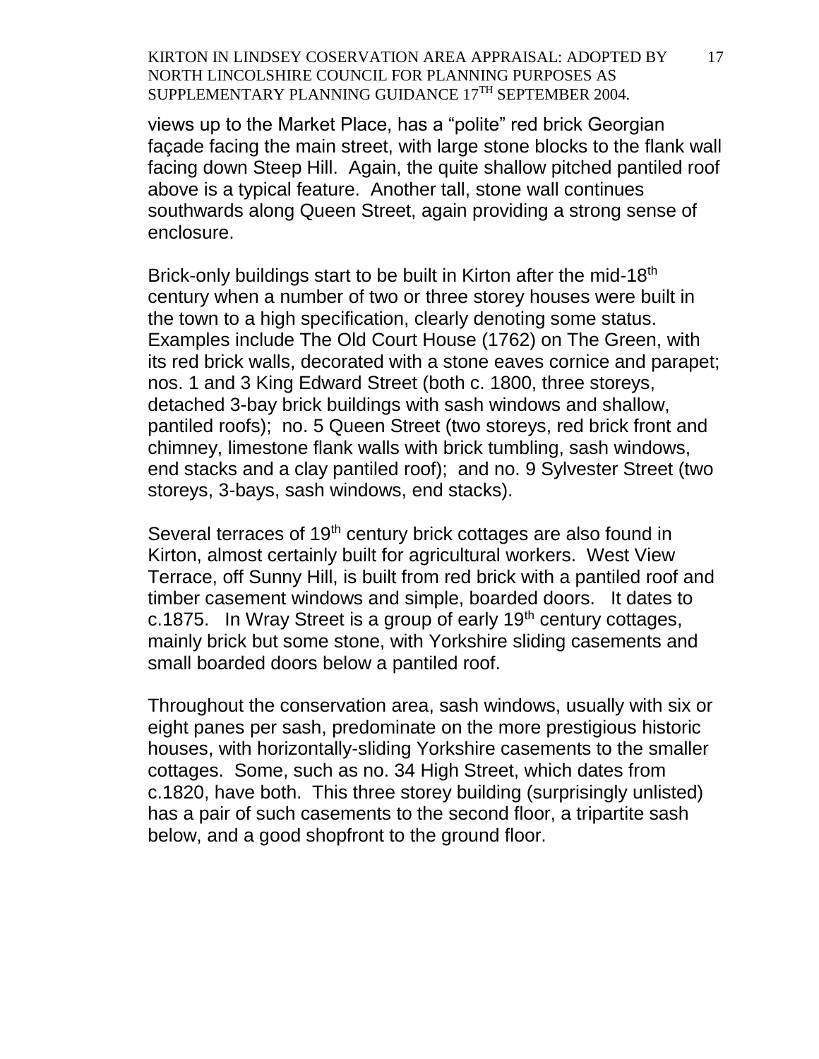views up to the Market Place, has a "polite" red brick Georgian façade facing the main street, with large stone blocks to the flank wall facing down Steep Hill. Again, the quite shallow pitched pantiled roof above is a typical feature. Another tall, stone wall continues southwards along Queen Street, again providing a strong sense of enclosure.

Brick-only buildings start to be built in Kirton after the mid-18th century when a number of two or three storey houses were built in the town to a high specification, clearly denoting some status. Examples include The Old Court House (1762) on The Green, with its red brick walls, decorated with a stone eaves cornice and parapet; nos. 1 and 3 King Edward Street (both c. 1800, three storeys, detached 3-bay brick buildings with sash windows and shallow, pantiled roofs); no. 5 Queen Street (two storeys, red brick front and chimney, limestone flank walls with brick tumbling, sash windows, end stacks and a clay pantiled roof); and no. 9 Sylvester Street (two storeys, 3-bays, sash windows, end stacks).

Several terraces of 19th century brick cottages are also found in Kirton, almost certainly built for agricultural workers. West View Terrace, off Sunny Hill, is built from red brick with a pantiled roof and timber casement windows and simple, boarded doors. It dates to c.1875. In Wray Street is a group of early 19th century cottages, mainly brick but some stone, with Yorkshire sliding casements and small boarded doors below a pantiled roof.

Throughout the conservation area, sash windows, usually with six or eight panes per sash, predominate on the more prestigious historic houses, with horizontally-sliding Yorkshire casements to the smaller cottages. Some, such as no. 34 High Street, which dates from c.1820, have both. This three storey building (surprisingly unlisted) has a pair of such casements to the second floor, a tripartite sash below, and a good shopfront to the ground floor.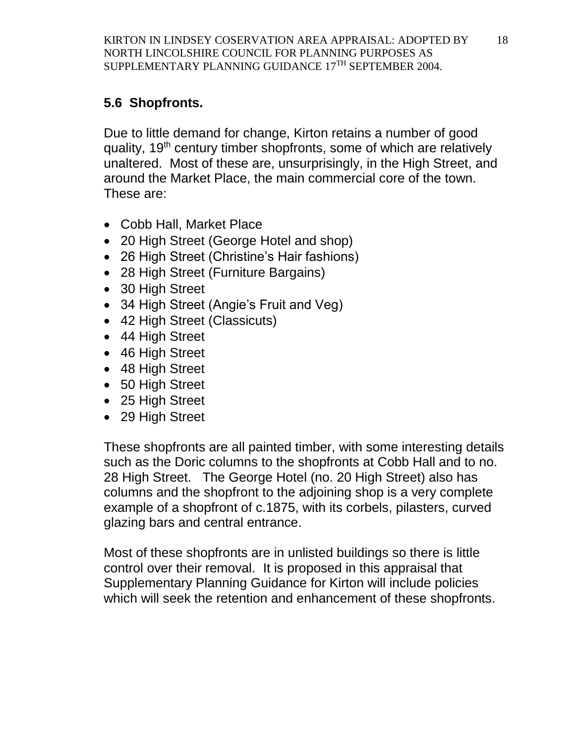## 5.6 Shopfronts.

Due to little demand for change, Kirton retains a number of good quality, 19th century timber shopfronts, some of which are relatively unaltered. Most of these are, unsurprisingly, in the High Street, and around the Market Place, the main commercial core of the town. These are:

- Cobb Hall, Market Place
- 20 High Street (George Hotel and shop)
- 26 High Street (Christine's Hair fashions)
- 28 High Street (Furniture Bargains)
- 30 High Street
- 34 High Street (Angie's Fruit and Veg)
- 42 High Street (Classicuts)
- 44 High Street
- 46 High Street
- 48 High Street
- 50 High Street
- 25 High Street
- 29 High Street

These shopfronts are all painted timber, with some interesting details such as the Doric columns to the shopfronts at Cobb Hall and to no. 28 High Street. The George Hotel (no. 20 High Street) also has columns and the shopfront to the adjoining shop is a very complete example of a shopfront of c.1875, with its corbels, pilasters, curved glazing bars and central entrance.

Most of these shopfronts are in unlisted buildings so there is little control over their removal. It is proposed in this appraisal that Supplementary Planning Guidance for Kirton will include policies which will seek the retention and enhancement of these shopfronts.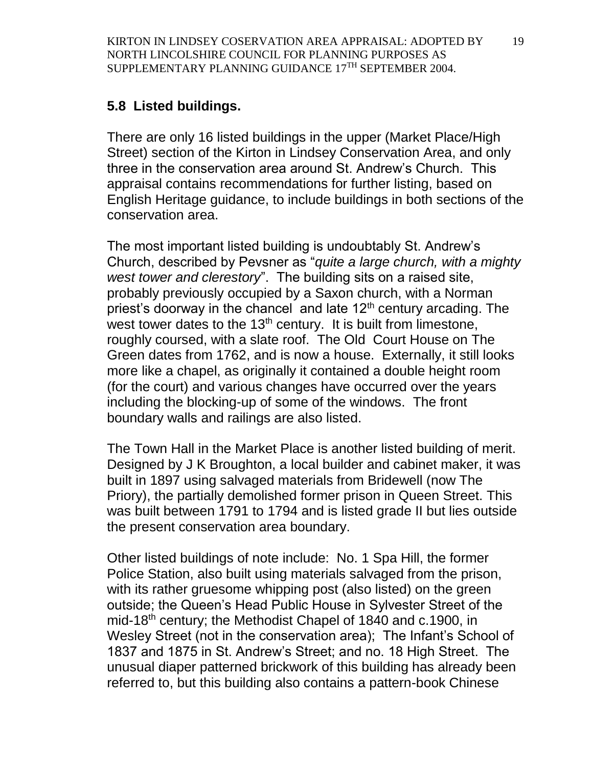## 5.8 Listed buildings.

There are only 16 listed buildings in the upper (Market Place/High Street) section of the Kirton in Lindsey Conservation Area, and only three in the conservation area around St. Andrew's Church. This appraisal contains recommendations for further listing, based on English Heritage guidance, to include buildings in both sections of the conservation area.

The most important listed building is undoubtably St. Andrew's Church, described by Pevsner as "*quite a large church, with a mighty west tower and clerestory*". The building sits on a raised site, probably previously occupied by a Saxon church, with a Norman priest's doorway in the chancel and late 12th century arcading. The west tower dates to the 13th century. It is built from limestone, roughly coursed, with a slate roof. The Old Court House on The Green dates from 1762, and is now a house. Externally, it still looks more like a chapel, as originally it contained a double height room (for the court) and various changes have occurred over the years including the blocking-up of some of the windows. The front boundary walls and railings are also listed.

The Town Hall in the Market Place is another listed building of merit. Designed by J K Broughton, a local builder and cabinet maker, it was built in 1897 using salvaged materials from Bridewell (now The Priory), the partially demolished former prison in Queen Street. This was built between 1791 to 1794 and is listed grade II but lies outside the present conservation area boundary.

Other listed buildings of note include: No. 1 Spa Hill, the former Police Station, also built using materials salvaged from the prison, with its rather gruesome whipping post (also listed) on the green outside; the Queen's Head Public House in Sylvester Street of the mid-18th century; the Methodist Chapel of 1840 and c.1900, in Wesley Street (not in the conservation area); The Infant's School of 1837 and 1875 in St. Andrew's Street; and no. 18 High Street. The unusual diaper patterned brickwork of this building has already been referred to, but this building also contains a pattern-book Chinese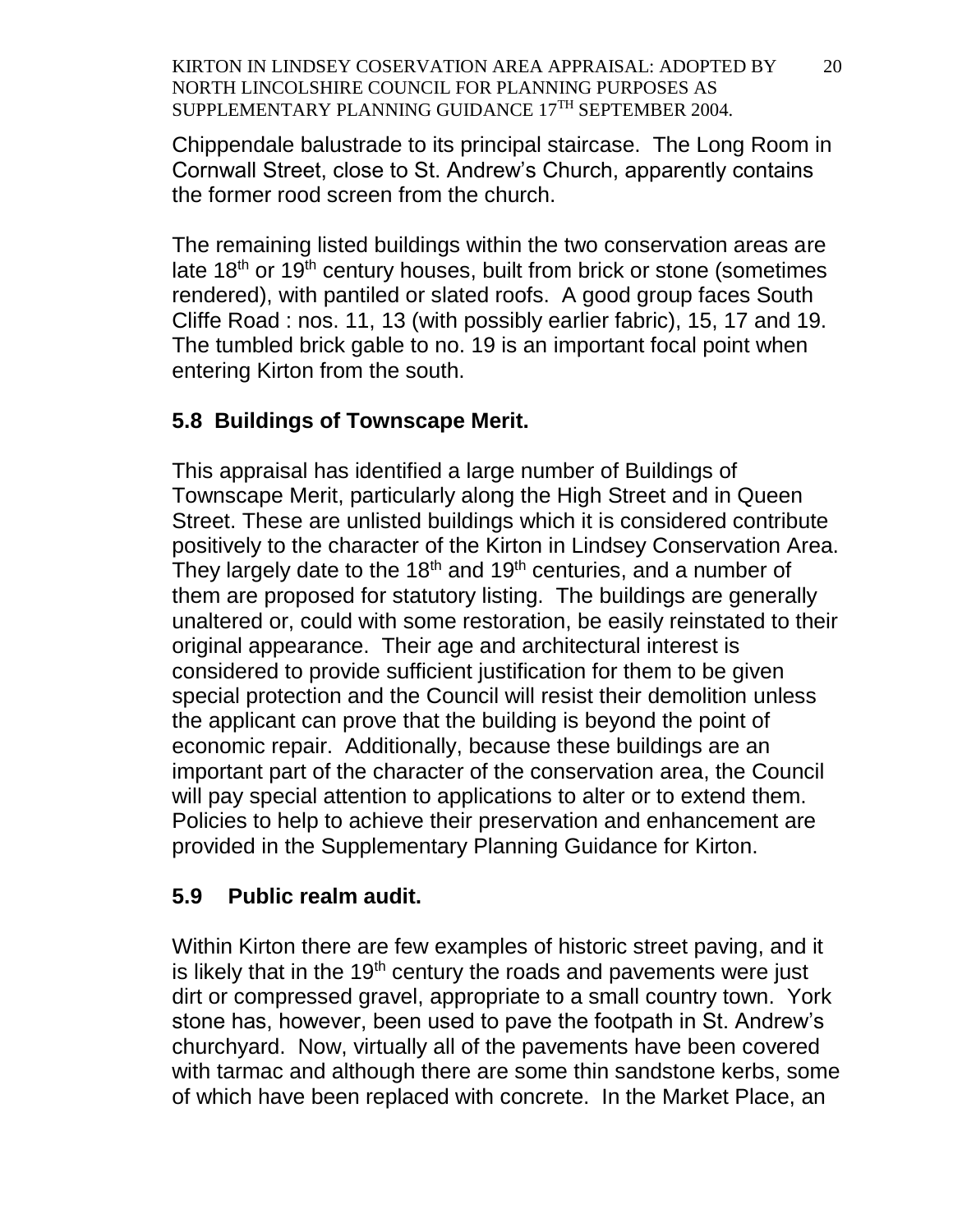Chippendale balustrade to its principal staircase. The Long Room in Cornwall Street, close to St. Andrew's Church, apparently contains the former rood screen from the church.

The remaining listed buildings within the two conservation areas are late 18th or 19th century houses, built from brick or stone (sometimes rendered), with pantiled or slated roofs. A good group faces South Cliffe Road : nos. 11, 13 (with possibly earlier fabric), 15, 17 and 19. The tumbled brick gable to no. 19 is an important focal point when entering Kirton from the south.

## 5.8 Buildings of Townscape Merit.

This appraisal has identified a large number of Buildings of Townscape Merit, particularly along the High Street and in Queen Street. These are unlisted buildings which it is considered contribute positively to the character of the Kirton in Lindsey Conservation Area. They largely date to the 18th and 19th centuries, and a number of them are proposed for statutory listing. The buildings are generally unaltered or, could with some restoration, be easily reinstated to their original appearance. Their age and architectural interest is considered to provide sufficient justification for them to be given special protection and the Council will resist their demolition unless the applicant can prove that the building is beyond the point of economic repair. Additionally, because these buildings are an important part of the character of the conservation area, the Council will pay special attention to applications to alter or to extend them. Policies to help to achieve their preservation and enhancement are provided in the Supplementary Planning Guidance for Kirton.

## 5.9 Public realm audit.

Within Kirton there are few examples of historic street paving, and it is likely that in the 19th century the roads and pavements were just dirt or compressed gravel, appropriate to a small country town. York stone has, however, been used to pave the footpath in St. Andrew's churchyard. Now, virtually all of the pavements have been covered with tarmac and although there are some thin sandstone kerbs, some of which have been replaced with concrete. In the Market Place, an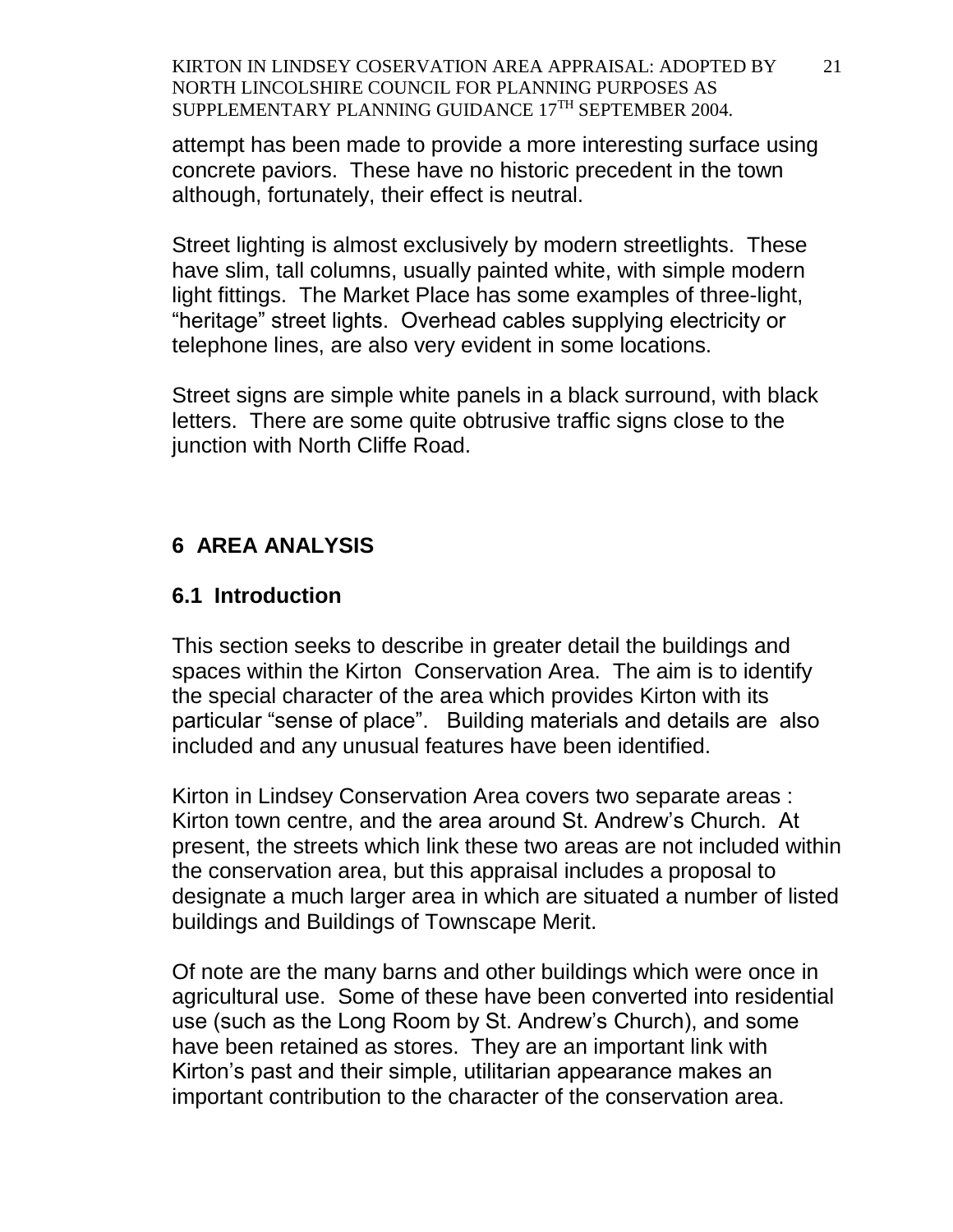attempt has been made to provide a more interesting surface using concrete paviors. These have no historic precedent in the town although, fortunately, their effect is neutral.

Street lighting is almost exclusively by modern streetlights. These have slim, tall columns, usually painted white, with simple modern light fittings. The Market Place has some examples of three-light, “heritage” street lights. Overhead cables supplying electricity or telephone lines, are also very evident in some locations.

Street signs are simple white panels in a black surround, with black letters. There are some quite obtrusive traffic signs close to the junction with North Cliffe Road.

## 6 AREA ANALYSIS

### 6.1 Introduction

This section seeks to describe in greater detail the buildings and spaces within the Kirton Conservation Area. The aim is to identify the special character of the area which provides Kirton with its particular “sense of place”. Building materials and details are also included and any unusual features have been identified.

Kirton in Lindsey Conservation Area covers two separate areas : Kirton town centre, and the area around St. Andrew’s Church. At present, the streets which link these two areas are not included within the conservation area, but this appraisal includes a proposal to designate a much larger area in which are situated a number of listed buildings and Buildings of Townscape Merit.

Of note are the many barns and other buildings which were once in agricultural use. Some of these have been converted into residential use (such as the Long Room by St. Andrew’s Church), and some have been retained as stores. They are an important link with Kirton’s past and their simple, utilitarian appearance makes an important contribution to the character of the conservation area.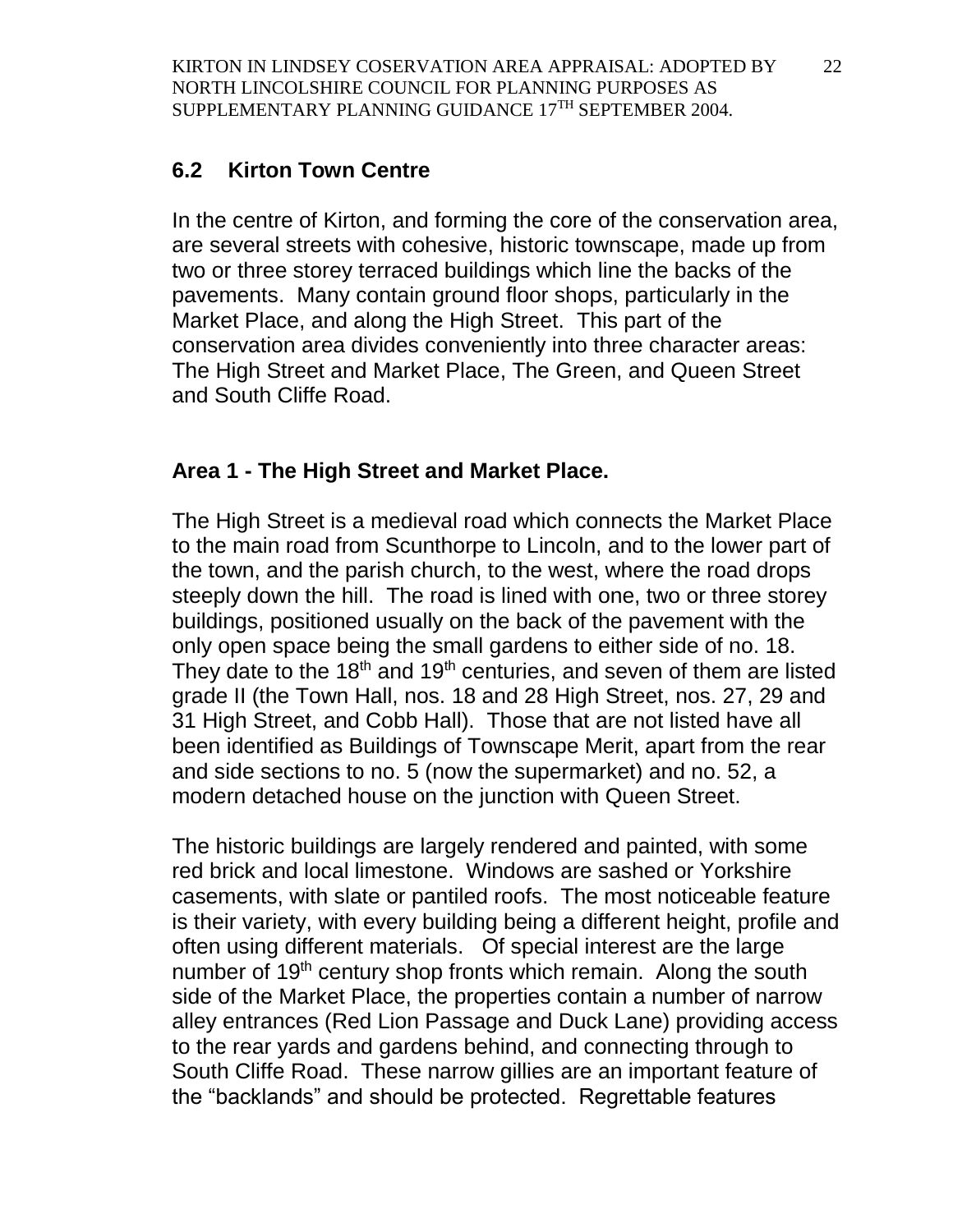## 6.2 Kirton Town Centre

In the centre of Kirton, and forming the core of the conservation area, are several streets with cohesive, historic townscape, made up from two or three storey terraced buildings which line the backs of the pavements. Many contain ground floor shops, particularly in the Market Place, and along the High Street. This part of the conservation area divides conveniently into three character areas: The High Street and Market Place, The Green, and Queen Street and South Cliffe Road.

### Area 1 - The High Street and Market Place.

The High Street is a medieval road which connects the Market Place to the main road from Scunthorpe to Lincoln, and to the lower part of the town, and the parish church, to the west, where the road drops steeply down the hill. The road is lined with one, two or three storey buildings, positioned usually on the back of the pavement with the only open space being the small gardens to either side of no. 18. They date to the 18th and 19th centuries, and seven of them are listed grade II (the Town Hall, nos. 18 and 28 High Street, nos. 27, 29 and 31 High Street, and Cobb Hall). Those that are not listed have all been identified as Buildings of Townscape Merit, apart from the rear and side sections to no. 5 (now the supermarket) and no. 52, a modern detached house on the junction with Queen Street.

The historic buildings are largely rendered and painted, with some red brick and local limestone. Windows are sashed or Yorkshire casements, with slate or pantiled roofs. The most noticeable feature is their variety, with every building being a different height, profile and often using different materials. Of special interest are the large number of 19th century shop fronts which remain. Along the south side of the Market Place, the properties contain a number of narrow alley entrances (Red Lion Passage and Duck Lane) providing access to the rear yards and gardens behind, and connecting through to South Cliffe Road. These narrow gillies are an important feature of the "backlands" and should be protected. Regrettable features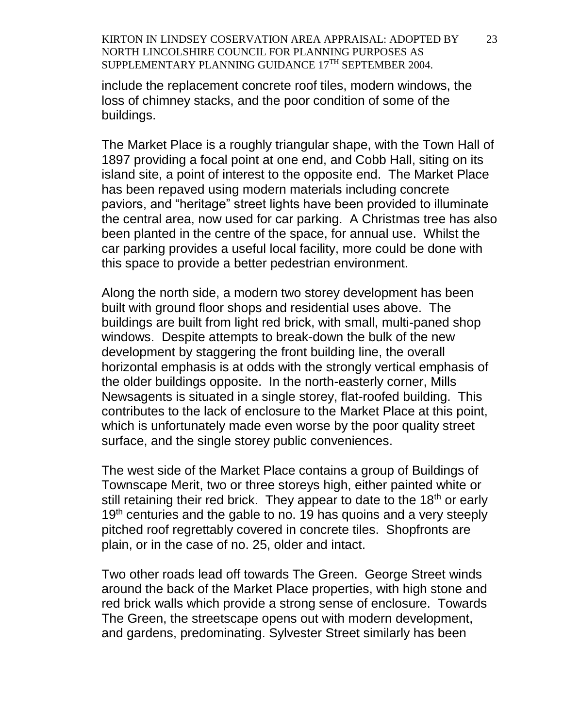include the replacement concrete roof tiles, modern windows, the loss of chimney stacks, and the poor condition of some of the buildings.

The Market Place is a roughly triangular shape, with the Town Hall of 1897 providing a focal point at one end, and Cobb Hall, siting on its island site, a point of interest to the opposite end. The Market Place has been repaved using modern materials including concrete paviors, and "heritage" street lights have been provided to illuminate the central area, now used for car parking. A Christmas tree has also been planted in the centre of the space, for annual use. Whilst the car parking provides a useful local facility, more could be done with this space to provide a better pedestrian environment.

Along the north side, a modern two storey development has been built with ground floor shops and residential uses above. The buildings are built from light red brick, with small, multi-paned shop windows. Despite attempts to break-down the bulk of the new development by staggering the front building line, the overall horizontal emphasis is at odds with the strongly vertical emphasis of the older buildings opposite. In the north-easterly corner, Mills Newsagents is situated in a single storey, flat-roofed building. This contributes to the lack of enclosure to the Market Place at this point, which is unfortunately made even worse by the poor quality street surface, and the single storey public conveniences.

The west side of the Market Place contains a group of Buildings of Townscape Merit, two or three storeys high, either painted white or still retaining their red brick. They appear to date to the 18th or early 19th centuries and the gable to no. 19 has quoins and a very steeply pitched roof regrettably covered in concrete tiles. Shopfronts are plain, or in the case of no. 25, older and intact.

Two other roads lead off towards The Green. George Street winds around the back of the Market Place properties, with high stone and red brick walls which provide a strong sense of enclosure. Towards The Green, the streetscape opens out with modern development, and gardens, predominating. Sylvester Street similarly has been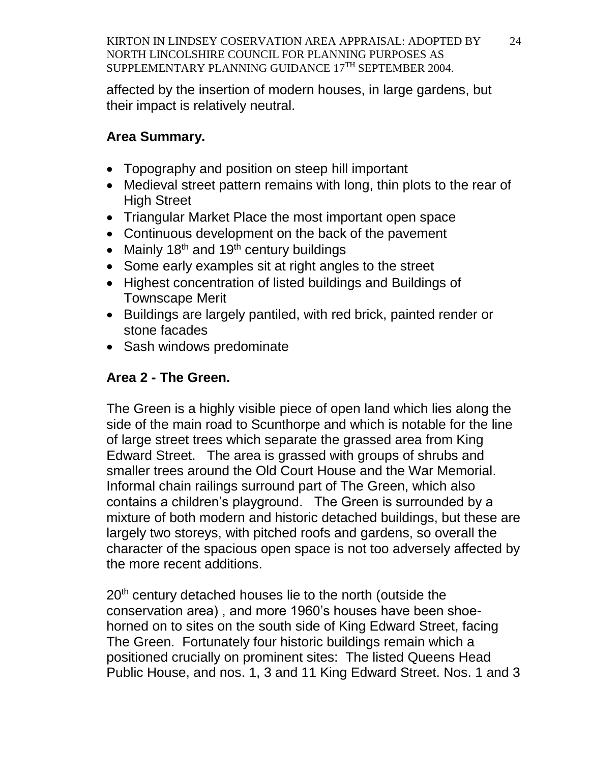affected by the insertion of modern houses, in large gardens, but their impact is relatively neutral.

**Area Summary.**

- Topography and position on steep hill important
- Medieval street pattern remains with long, thin plots to the rear of High Street
- Triangular Market Place the most important open space
- Continuous development on the back of the pavement
- Mainly 18th and 19th century buildings
- Some early examples sit at right angles to the street
- Highest concentration of listed buildings and Buildings of Townscape Merit
- Buildings are largely pantiled, with red brick, painted render or stone facades
- Sash windows predominate

## Area 2 - The Green.

The Green is a highly visible piece of open land which lies along the side of the main road to Scunthorpe and which is notable for the line of large street trees which separate the grassed area from King Edward Street. The area is grassed with groups of shrubs and smaller trees around the Old Court House and the War Memorial. Informal chain railings surround part of The Green, which also contains a children's playground. The Green is surrounded by a mixture of both modern and historic detached buildings, but these are largely two storeys, with pitched roofs and gardens, so overall the character of the spacious open space is not too adversely affected by the more recent additions.

20th century detached houses lie to the north (outside the conservation area) , and more 1960's houses have been shoe-horned on to sites on the south side of King Edward Street, facing The Green. Fortunately four historic buildings remain which a positioned crucially on prominent sites: The listed Queens Head Public House, and nos. 1, 3 and 11 King Edward Street. Nos. 1 and 3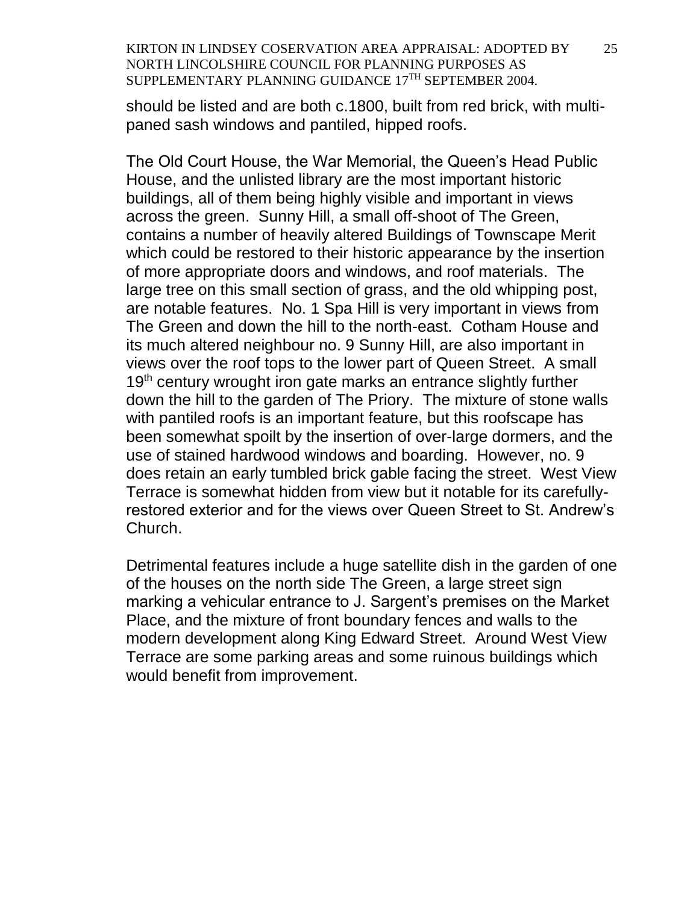should be listed and are both c.1800, built from red brick, with multi-paned sash windows and pantiled, hipped roofs.

The Old Court House, the War Memorial, the Queen's Head Public House, and the unlisted library are the most important historic buildings, all of them being highly visible and important in views across the green. Sunny Hill, a small off-shoot of The Green, contains a number of heavily altered Buildings of Townscape Merit which could be restored to their historic appearance by the insertion of more appropriate doors and windows, and roof materials. The large tree on this small section of grass, and the old whipping post, are notable features. No. 1 Spa Hill is very important in views from The Green and down the hill to the north-east. Cotham House and its much altered neighbour no. 9 Sunny Hill, are also important in views over the roof tops to the lower part of Queen Street. A small 19th century wrought iron gate marks an entrance slightly further down the hill to the garden of The Priory. The mixture of stone walls with pantiled roofs is an important feature, but this roofscape has been somewhat spoilt by the insertion of over-large dormers, and the use of stained hardwood windows and boarding. However, no. 9 does retain an early tumbled brick gable facing the street. West View Terrace is somewhat hidden from view but it notable for its carefully-restored exterior and for the views over Queen Street to St. Andrew's Church.

Detrimental features include a huge satellite dish in the garden of one of the houses on the north side The Green, a large street sign marking a vehicular entrance to J. Sargent's premises on the Market Place, and the mixture of front boundary fences and walls to the modern development along King Edward Street. Around West View Terrace are some parking areas and some ruinous buildings which would benefit from improvement.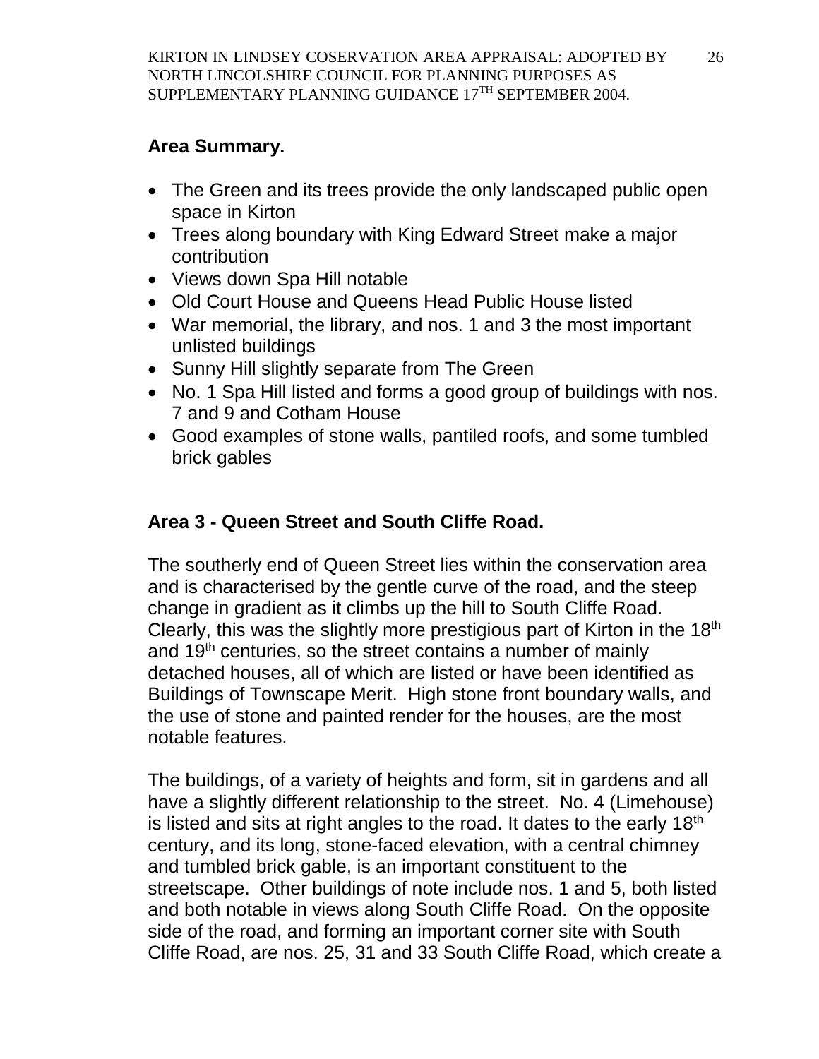## Area Summary.

- The Green and its trees provide the only landscaped public open space in Kirton
- Trees along boundary with King Edward Street make a major contribution
- Views down Spa Hill notable
- Old Court House and Queens Head Public House listed
- War memorial, the library, and nos. 1 and 3 the most important unlisted buildings
- Sunny Hill slightly separate from The Green
- No. 1 Spa Hill listed and forms a good group of buildings with nos. 7 and 9 and Cotham House
- Good examples of stone walls, pantiled roofs, and some tumbled brick gables

## Area 3 - Queen Street and South Cliffe Road.

The southerly end of Queen Street lies within the conservation area and is characterised by the gentle curve of the road, and the steep change in gradient as it climbs up the hill to South Cliffe Road. Clearly, this was the slightly more prestigious part of Kirton in the 18th and 19th centuries, so the street contains a number of mainly detached houses, all of which are listed or have been identified as Buildings of Townscape Merit. High stone front boundary walls, and the use of stone and painted render for the houses, are the most notable features.

The buildings, of a variety of heights and form, sit in gardens and all have a slightly different relationship to the street. No. 4 (Limehouse) is listed and sits at right angles to the road. It dates to the early 18th century, and its long, stone-faced elevation, with a central chimney and tumbled brick gable, is an important constituent to the streetscape. Other buildings of note include nos. 1 and 5, both listed and both notable in views along South Cliffe Road. On the opposite side of the road, and forming an important corner site with South Cliffe Road, are nos. 25, 31 and 33 South Cliffe Road, which create a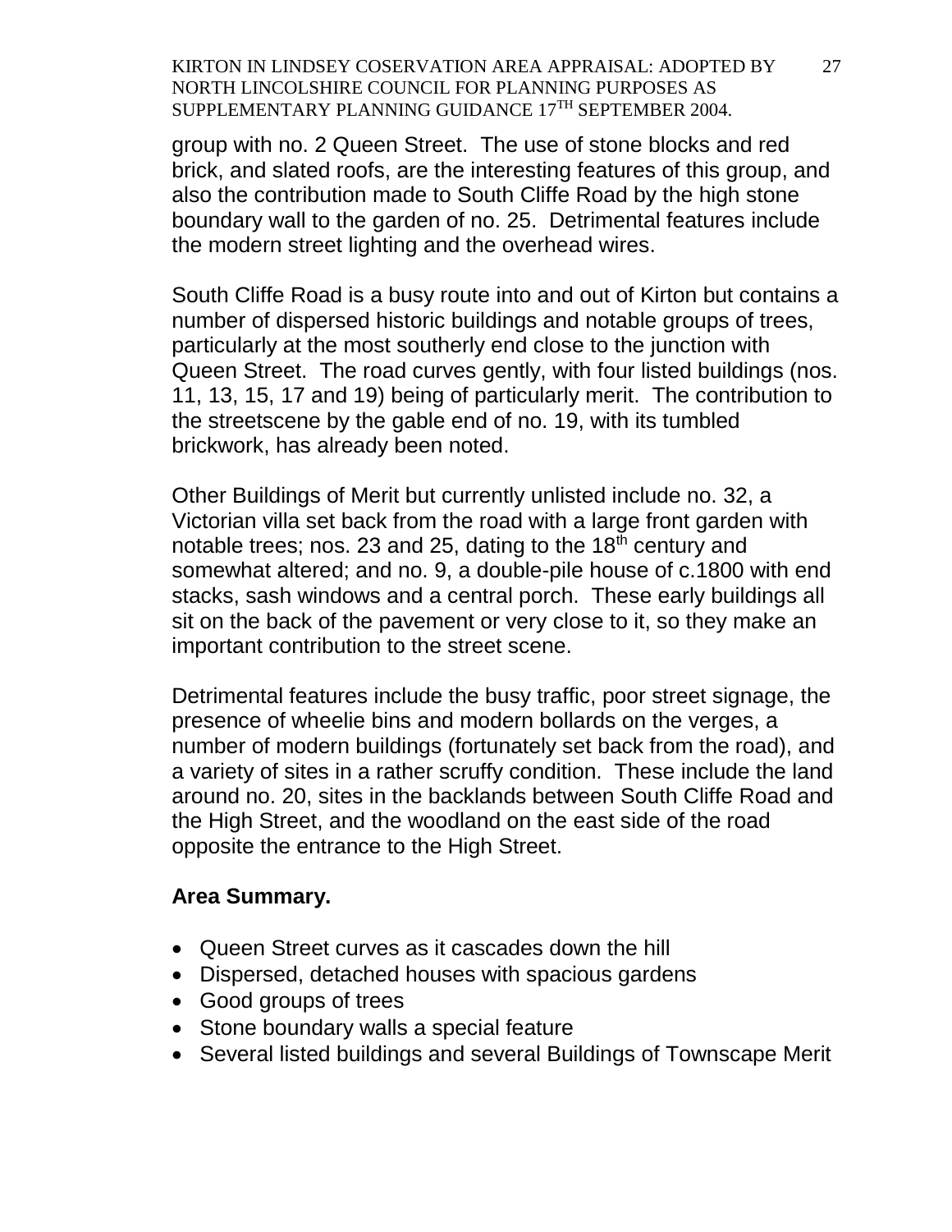group with no. 2 Queen Street. The use of stone blocks and red brick, and slated roofs, are the interesting features of this group, and also the contribution made to South Cliffe Road by the high stone boundary wall to the garden of no. 25. Detrimental features include the modern street lighting and the overhead wires.

South Cliffe Road is a busy route into and out of Kirton but contains a number of dispersed historic buildings and notable groups of trees, particularly at the most southerly end close to the junction with Queen Street. The road curves gently, with four listed buildings (nos. 11, 13, 15, 17 and 19) being of particularly merit. The contribution to the streetscene by the gable end of no. 19, with its tumbled brickwork, has already been noted.

Other Buildings of Merit but currently unlisted include no. 32, a Victorian villa set back from the road with a large front garden with notable trees; nos. 23 and 25, dating to the 18th century and somewhat altered; and no. 9, a double-pile house of c.1800 with end stacks, sash windows and a central porch. These early buildings all sit on the back of the pavement or very close to it, so they make an important contribution to the street scene.

Detrimental features include the busy traffic, poor street signage, the presence of wheelie bins and modern bollards on the verges, a number of modern buildings (fortunately set back from the road), and a variety of sites in a rather scruffy condition. These include the land around no. 20, sites in the backlands between South Cliffe Road and the High Street, and the woodland on the east side of the road opposite the entrance to the High Street.

**Area Summary.**

- Queen Street curves as it cascades down the hill
- Dispersed, detached houses with spacious gardens
- Good groups of trees
- Stone boundary walls a special feature
- Several listed buildings and several Buildings of Townscape Merit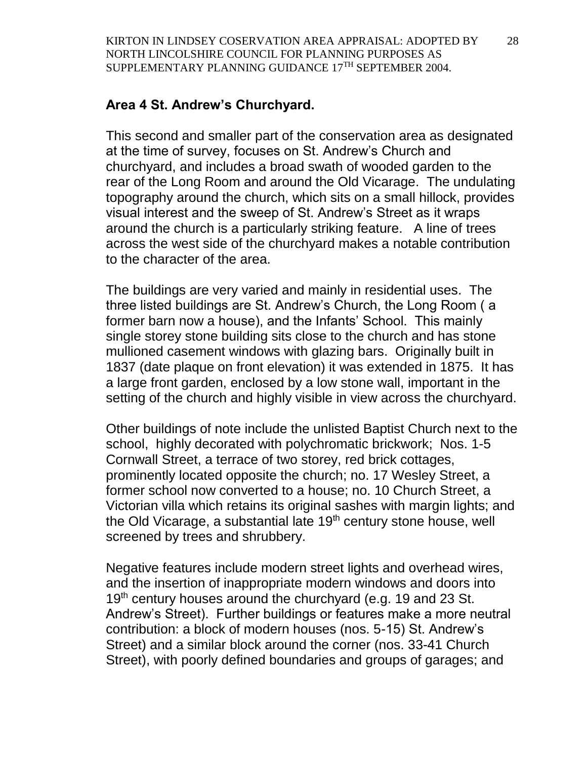## Area 4 St. Andrew's Churchyard.

This second and smaller part of the conservation area as designated at the time of survey, focuses on St. Andrew's Church and churchyard, and includes a broad swath of wooded garden to the rear of the Long Room and around the Old Vicarage. The undulating topography around the church, which sits on a small hillock, provides visual interest and the sweep of St. Andrew's Street as it wraps around the church is a particularly striking feature. A line of trees across the west side of the churchyard makes a notable contribution to the character of the area.

The buildings are very varied and mainly in residential uses. The three listed buildings are St. Andrew's Church, the Long Room ( a former barn now a house), and the Infants' School. This mainly single storey stone building sits close to the church and has stone mullioned casement windows with glazing bars. Originally built in 1837 (date plaque on front elevation) it was extended in 1875. It has a large front garden, enclosed by a low stone wall, important in the setting of the church and highly visible in view across the churchyard.

Other buildings of note include the unlisted Baptist Church next to the school, highly decorated with polychromatic brickwork; Nos. 1-5 Cornwall Street, a terrace of two storey, red brick cottages, prominently located opposite the church; no. 17 Wesley Street, a former school now converted to a house; no. 10 Church Street, a Victorian villa which retains its original sashes with margin lights; and the Old Vicarage, a substantial late 19th century stone house, well screened by trees and shrubbery.

Negative features include modern street lights and overhead wires, and the insertion of inappropriate modern windows and doors into 19th century houses around the churchyard (e.g. 19 and 23 St. Andrew's Street). Further buildings or features make a more neutral contribution: a block of modern houses (nos. 5-15) St. Andrew's Street) and a similar block around the corner (nos. 33-41 Church Street), with poorly defined boundaries and groups of garages; and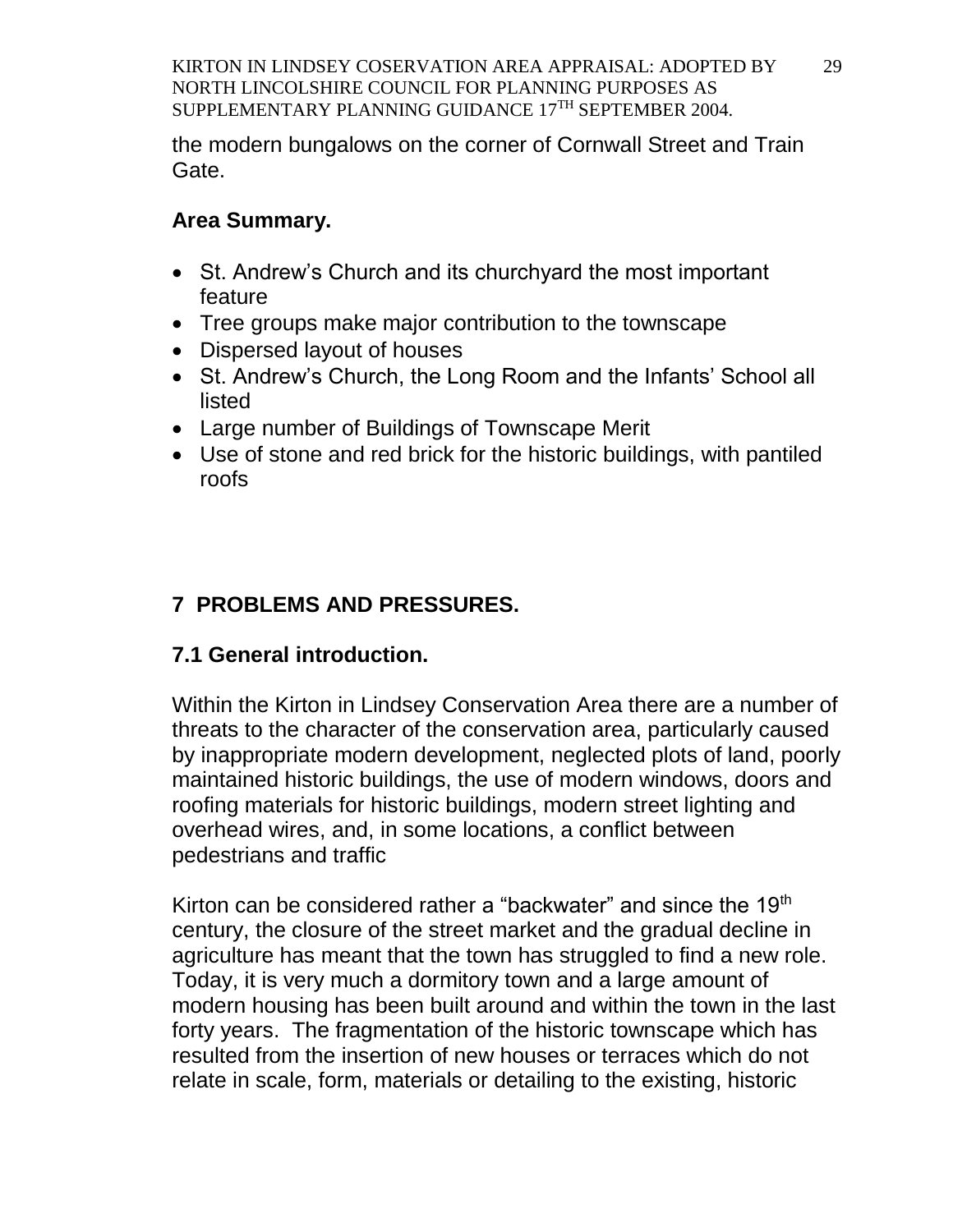the modern bungalows on the corner of Cornwall Street and Train Gate.

**Area Summary.**

- St. Andrew's Church and its churchyard the most important feature
- Tree groups make major contribution to the townscape
- Dispersed layout of houses
- St. Andrew's Church, the Long Room and the Infants' School all listed
- Large number of Buildings of Townscape Merit
- Use of stone and red brick for the historic buildings, with pantiled roofs

## 7 PROBLEMS AND PRESSURES.

### 7.1 General introduction.

Within the Kirton in Lindsey Conservation Area there are a number of threats to the character of the conservation area, particularly caused by inappropriate modern development, neglected plots of land, poorly maintained historic buildings, the use of modern windows, doors and roofing materials for historic buildings, modern street lighting and overhead wires, and, in some locations, a conflict between pedestrians and traffic

Kirton can be considered rather a "backwater" and since the 19th century, the closure of the street market and the gradual decline in agriculture has meant that the town has struggled to find a new role. Today, it is very much a dormitory town and a large amount of modern housing has been built around and within the town in the last forty years. The fragmentation of the historic townscape which has resulted from the insertion of new houses or terraces which do not relate in scale, form, materials or detailing to the existing, historic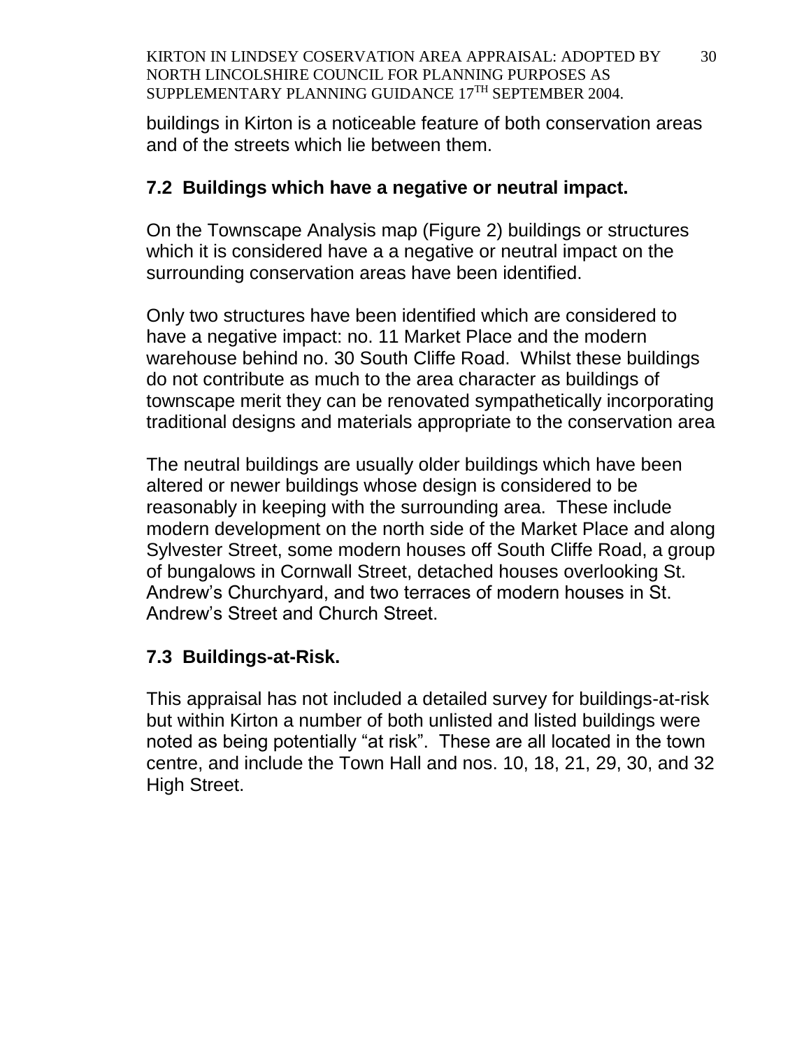buildings in Kirton is a noticeable feature of both conservation areas and of the streets which lie between them.

## 7.2 Buildings which have a negative or neutral impact.

On the Townscape Analysis map (Figure 2) buildings or structures which it is considered have a a negative or neutral impact on the surrounding conservation areas have been identified.

Only two structures have been identified which are considered to have a negative impact: no. 11 Market Place and the modern warehouse behind no. 30 South Cliffe Road. Whilst these buildings do not contribute as much to the area character as buildings of townscape merit they can be renovated sympathetically incorporating traditional designs and materials appropriate to the conservation area

The neutral buildings are usually older buildings which have been altered or newer buildings whose design is considered to be reasonably in keeping with the surrounding area. These include modern development on the north side of the Market Place and along Sylvester Street, some modern houses off South Cliffe Road, a group of bungalows in Cornwall Street, detached houses overlooking St. Andrew's Churchyard, and two terraces of modern houses in St. Andrew's Street and Church Street.

## 7.3 Buildings-at-Risk.

This appraisal has not included a detailed survey for buildings-at-risk but within Kirton a number of both unlisted and listed buildings were noted as being potentially "at risk". These are all located in the town centre, and include the Town Hall and nos. 10, 18, 21, 29, 30, and 32 High Street.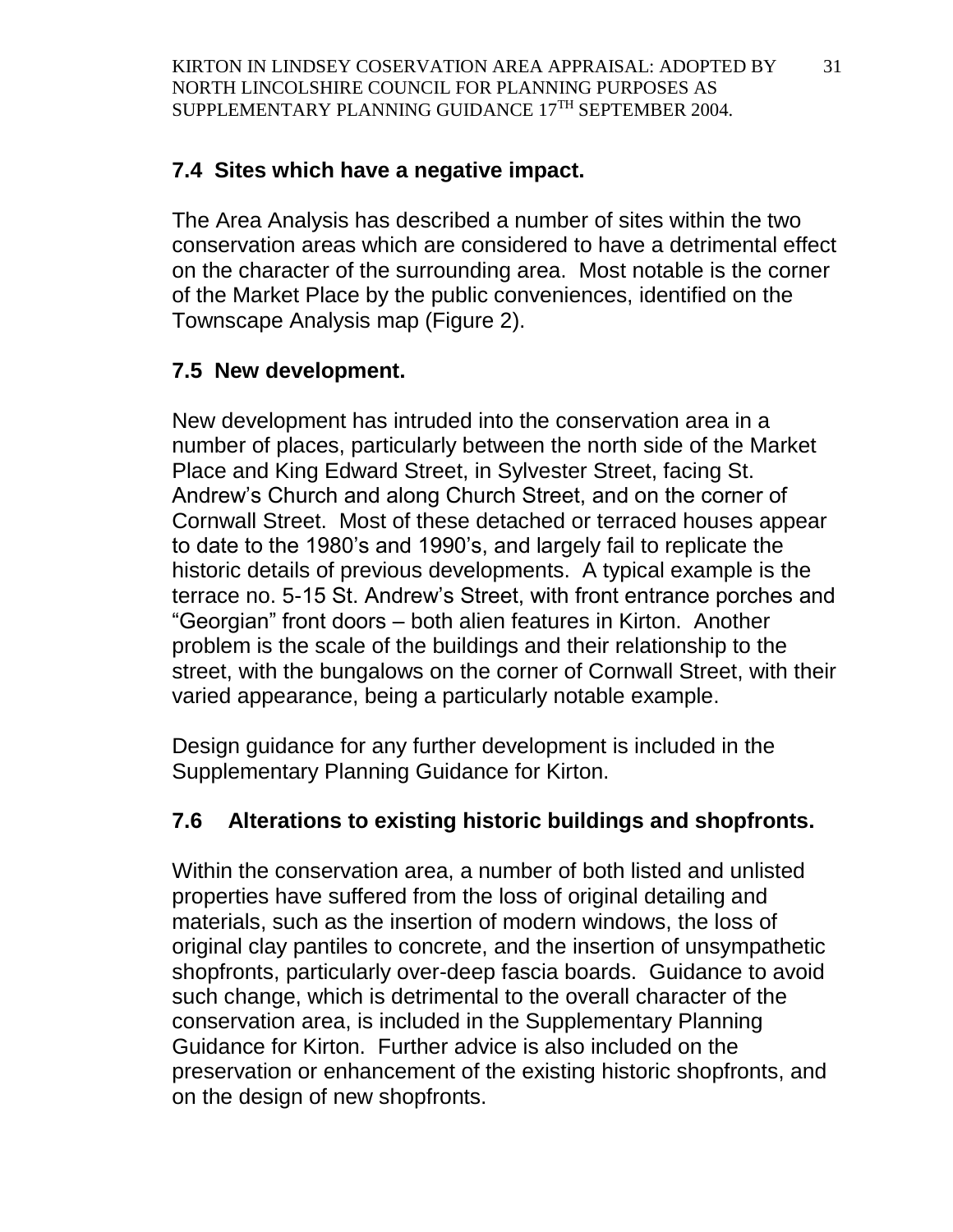## 7.4 Sites which have a negative impact.

The Area Analysis has described a number of sites within the two conservation areas which are considered to have a detrimental effect on the character of the surrounding area. Most notable is the corner of the Market Place by the public conveniences, identified on the Townscape Analysis map (Figure 2).

## 7.5 New development.

New development has intruded into the conservation area in a number of places, particularly between the north side of the Market Place and King Edward Street, in Sylvester Street, facing St. Andrew's Church and along Church Street, and on the corner of Cornwall Street. Most of these detached or terraced houses appear to date to the 1980's and 1990's, and largely fail to replicate the historic details of previous developments. A typical example is the terrace no. 5-15 St. Andrew's Street, with front entrance porches and "Georgian" front doors – both alien features in Kirton. Another problem is the scale of the buildings and their relationship to the street, with the bungalows on the corner of Cornwall Street, with their varied appearance, being a particularly notable example.

Design guidance for any further development is included in the Supplementary Planning Guidance for Kirton.

## 7.6 Alterations to existing historic buildings and shopfronts.

Within the conservation area, a number of both listed and unlisted properties have suffered from the loss of original detailing and materials, such as the insertion of modern windows, the loss of original clay pantiles to concrete, and the insertion of unsympathetic shopfronts, particularly over-deep fascia boards. Guidance to avoid such change, which is detrimental to the overall character of the conservation area, is included in the Supplementary Planning Guidance for Kirton. Further advice is also included on the preservation or enhancement of the existing historic shopfronts, and on the design of new shopfronts.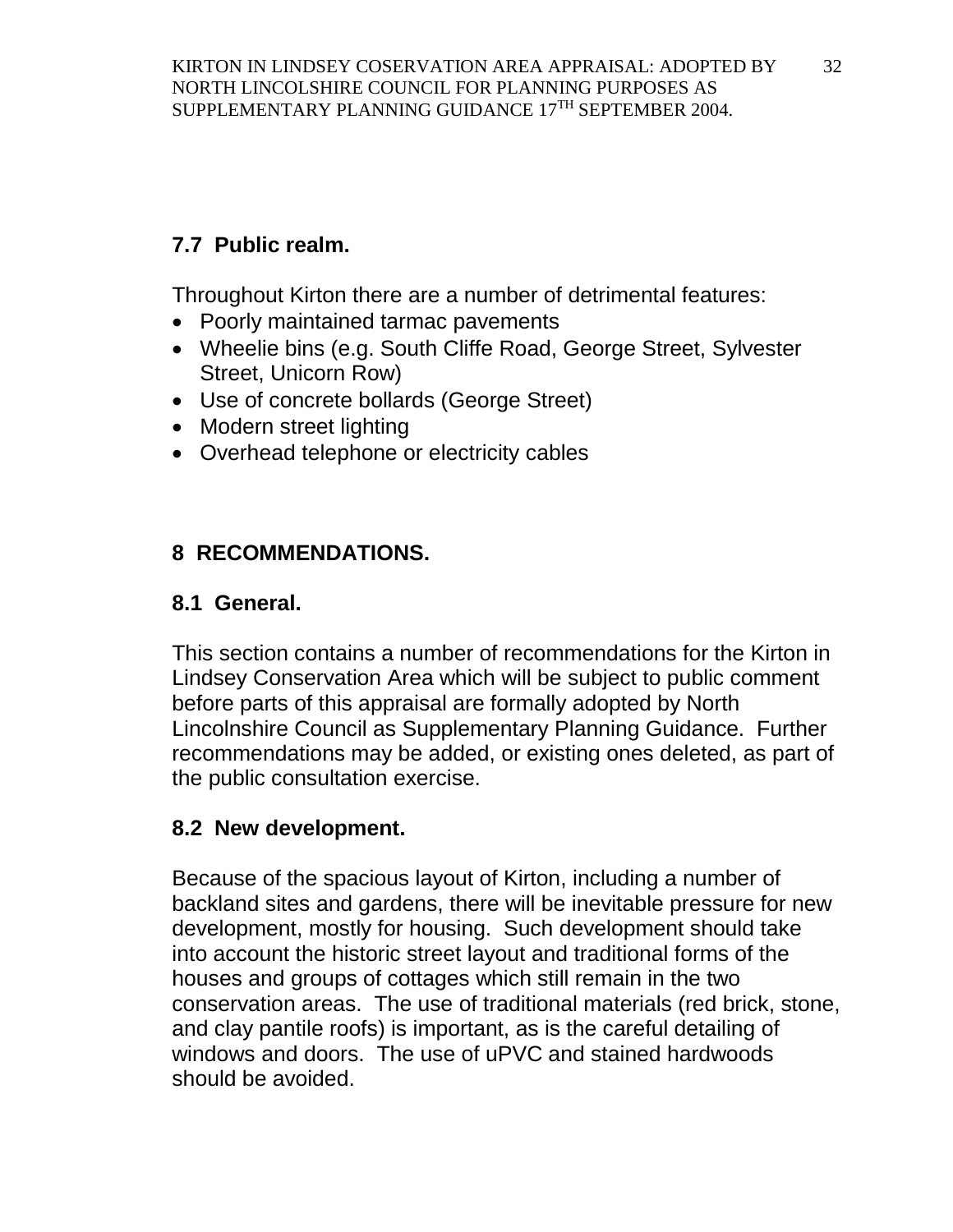### 7.7 Public realm.

Throughout Kirton there are a number of detrimental features:

- Poorly maintained tarmac pavements
- Wheelie bins (e.g. South Cliffe Road, George Street, Sylvester Street, Unicorn Row)
- Use of concrete bollards (George Street)
- Modern street lighting
- Overhead telephone or electricity cables

## 8 RECOMMENDATIONS.

### 8.1 General.

This section contains a number of recommendations for the Kirton in Lindsey Conservation Area which will be subject to public comment before parts of this appraisal are formally adopted by North Lincolnshire Council as Supplementary Planning Guidance. Further recommendations may be added, or existing ones deleted, as part of the public consultation exercise.

### 8.2 New development.

Because of the spacious layout of Kirton, including a number of backland sites and gardens, there will be inevitable pressure for new development, mostly for housing. Such development should take into account the historic street layout and traditional forms of the houses and groups of cottages which still remain in the two conservation areas. The use of traditional materials (red brick, stone, and clay pantile roofs) is important, as is the careful detailing of windows and doors. The use of uPVC and stained hardwoods should be avoided.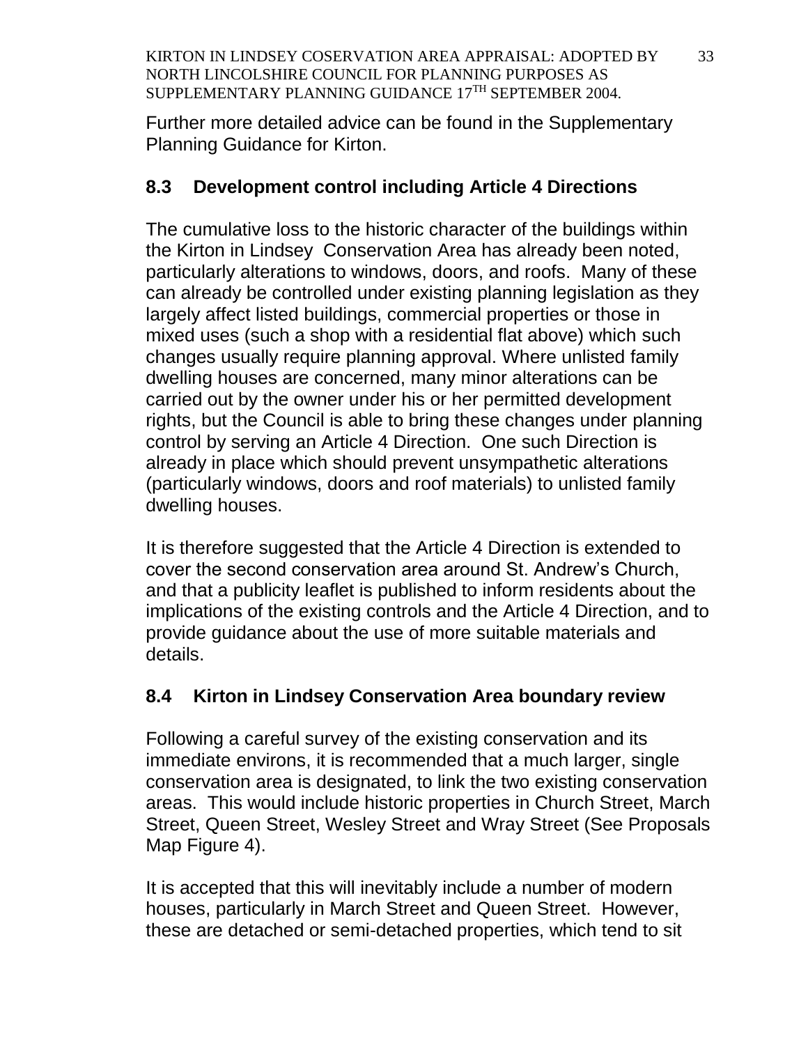Further more detailed advice can be found in the Supplementary Planning Guidance for Kirton.

## 8.3 Development control including Article 4 Directions

The cumulative loss to the historic character of the buildings within the Kirton in Lindsey Conservation Area has already been noted, particularly alterations to windows, doors, and roofs. Many of these can already be controlled under existing planning legislation as they largely affect listed buildings, commercial properties or those in mixed uses (such a shop with a residential flat above) which such changes usually require planning approval. Where unlisted family dwelling houses are concerned, many minor alterations can be carried out by the owner under his or her permitted development rights, but the Council is able to bring these changes under planning control by serving an Article 4 Direction. One such Direction is already in place which should prevent unsympathetic alterations (particularly windows, doors and roof materials) to unlisted family dwelling houses.

It is therefore suggested that the Article 4 Direction is extended to cover the second conservation area around St. Andrew's Church, and that a publicity leaflet is published to inform residents about the implications of the existing controls and the Article 4 Direction, and to provide guidance about the use of more suitable materials and details.

## 8.4 Kirton in Lindsey Conservation Area boundary review

Following a careful survey of the existing conservation and its immediate environs, it is recommended that a much larger, single conservation area is designated, to link the two existing conservation areas. This would include historic properties in Church Street, March Street, Queen Street, Wesley Street and Wray Street (See Proposals Map Figure 4).

It is accepted that this will inevitably include a number of modern houses, particularly in March Street and Queen Street. However, these are detached or semi-detached properties, which tend to sit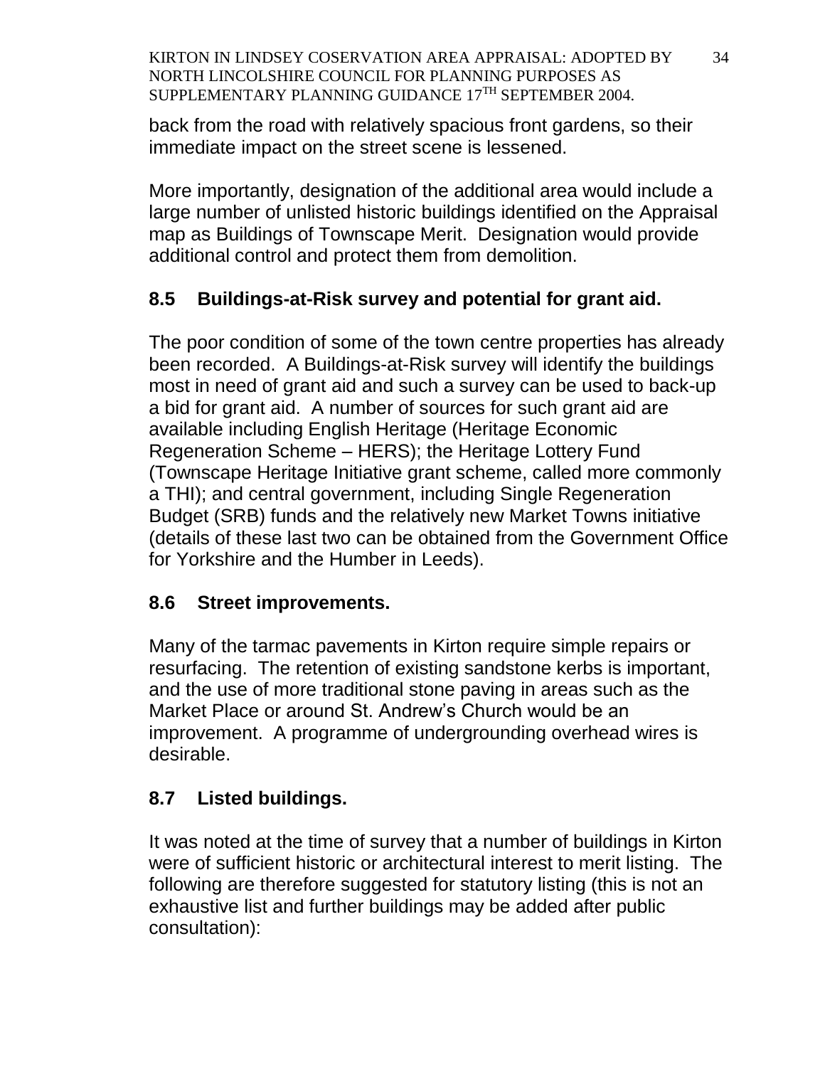back from the road with relatively spacious front gardens, so their immediate impact on the street scene is lessened.

More importantly, designation of the additional area would include a large number of unlisted historic buildings identified on the Appraisal map as Buildings of Townscape Merit. Designation would provide additional control and protect them from demolition.

## 8.5 Buildings-at-Risk survey and potential for grant aid.

The poor condition of some of the town centre properties has already been recorded. A Buildings-at-Risk survey will identify the buildings most in need of grant aid and such a survey can be used to back-up a bid for grant aid. A number of sources for such grant aid are available including English Heritage (Heritage Economic Regeneration Scheme – HERS); the Heritage Lottery Fund (Townscape Heritage Initiative grant scheme, called more commonly a THI); and central government, including Single Regeneration Budget (SRB) funds and the relatively new Market Towns initiative (details of these last two can be obtained from the Government Office for Yorkshire and the Humber in Leeds).

## 8.6 Street improvements.

Many of the tarmac pavements in Kirton require simple repairs or resurfacing. The retention of existing sandstone kerbs is important, and the use of more traditional stone paving in areas such as the Market Place or around St. Andrew's Church would be an improvement. A programme of undergrounding overhead wires is desirable.

## 8.7 Listed buildings.

It was noted at the time of survey that a number of buildings in Kirton were of sufficient historic or architectural interest to merit listing. The following are therefore suggested for statutory listing (this is not an exhaustive list and further buildings may be added after public consultation):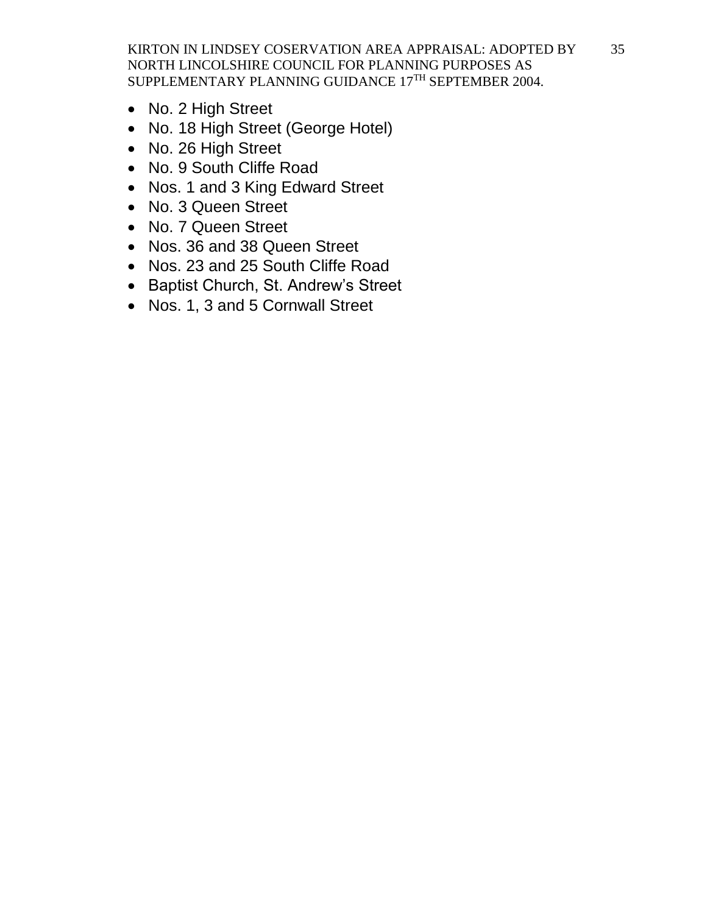- No. 2 High Street
- No. 18 High Street (George Hotel)
- No. 26 High Street
- No. 9 South Cliffe Road
- Nos. 1 and 3 King Edward Street
- No. 3 Queen Street
- No. 7 Queen Street
- Nos. 36 and 38 Queen Street
- Nos. 23 and 25 South Cliffe Road
- Baptist Church, St. Andrew's Street
- Nos. 1, 3 and 5 Cornwall Street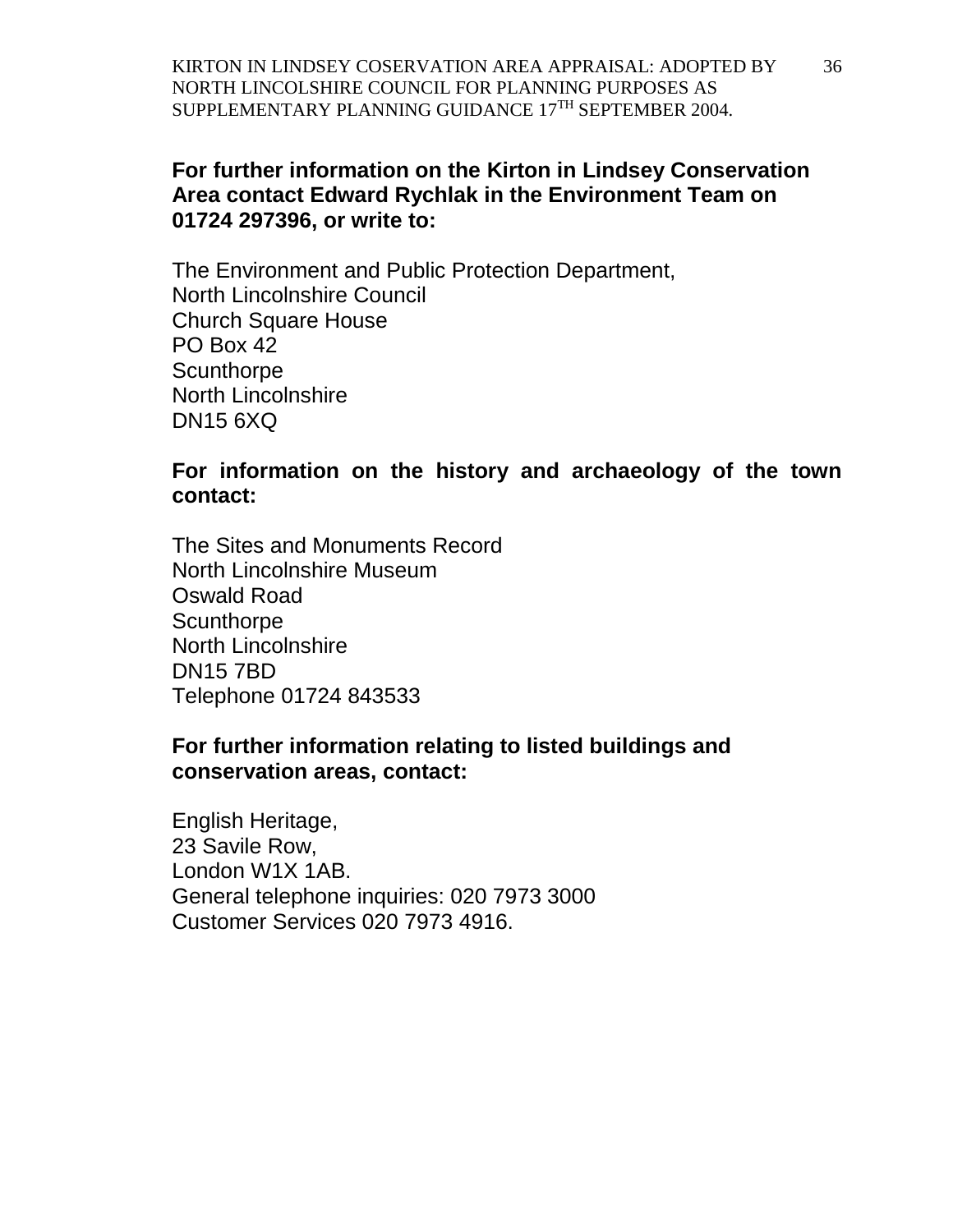**For further information on the Kirton in Lindsey Conservation Area contact Edward Rychlak in the Environment Team on 01724 297396, or write to:**

The Environment and Public Protection Department,
North Lincolnshire Council
Church Square House
PO Box 42
Scunthorpe
North Lincolnshire
DN15 6XQ

**For information on the history and archaeology of the town contact:**

The Sites and Monuments Record
North Lincolnshire Museum
Oswald Road
Scunthorpe
North Lincolnshire
DN15 7BD
Telephone 01724 843533

**For further information relating to listed buildings and conservation areas, contact:**

English Heritage,
23 Savile Row,
London W1X 1AB.
General telephone inquiries: 020 7973 3000
Customer Services 020 7973 4916.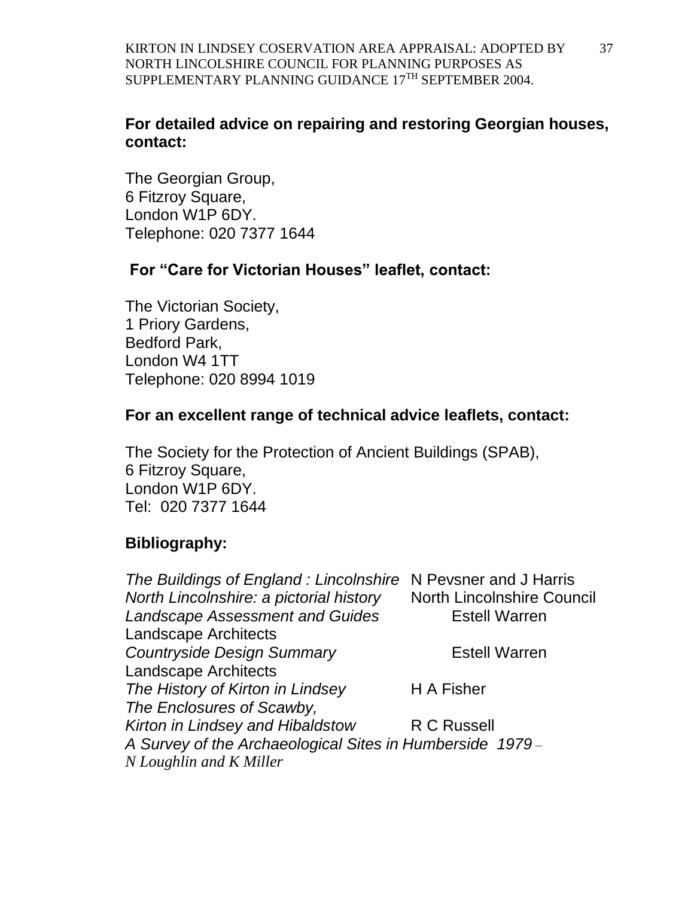**For detailed advice on repairing and restoring Georgian houses, contact:**

The Georgian Group,
6 Fitzroy Square,
London W1P 6DY.
Telephone: 020 7377 1644

**For "Care for Victorian Houses" leaflet, contact:**

The Victorian Society,
1 Priory Gardens,
Bedford Park,
London W4 1TT
Telephone: 020 8994 1019

**For an excellent range of technical advice leaflets, contact:**

The Society for the Protection of Ancient Buildings (SPAB),
6 Fitzroy Square,
London W1P 6DY.
Tel: 020 7377 1644

**Bibliography:**

| | |
|---|---|
| *The Buildings of England : Lincolnshire* | N Pevsner and J Harris |
| *North Lincolnshire: a pictorial history* | North Lincolnshire Council |
| *Landscape Assessment and Guides* | Estell Warren Landscape Architects |
| *Countryside Design Summary* | Estell Warren Landscape Architects |
| *The History of Kirton in Lindsey* | H A Fisher |
| *The Enclosures of Scawby, Kirton in Lindsey and Hibaldstow* | R C Russell |

*A Survey of the Archaeological Sites in Humberside 1979 – N Loughlin and K Miller*